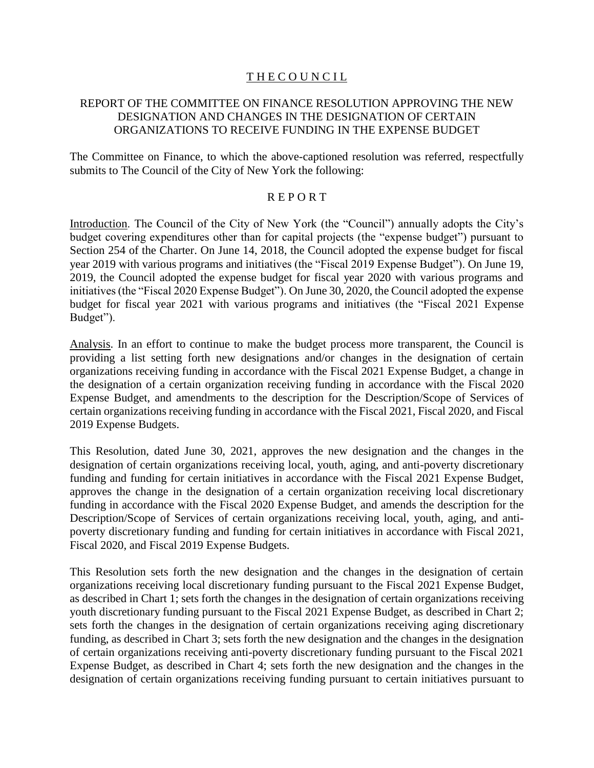# T H E C O U N C I L

## REPORT OF THE COMMITTEE ON FINANCE RESOLUTION APPROVING THE NEW DESIGNATION AND CHANGES IN THE DESIGNATION OF CERTAIN ORGANIZATIONS TO RECEIVE FUNDING IN THE EXPENSE BUDGET

The Committee on Finance, to which the above-captioned resolution was referred, respectfully submits to The Council of the City of New York the following:

## R E P O R T

Introduction. The Council of the City of New York (the "Council") annually adopts the City's budget covering expenditures other than for capital projects (the "expense budget") pursuant to Section 254 of the Charter. On June 14, 2018, the Council adopted the expense budget for fiscal year 2019 with various programs and initiatives (the "Fiscal 2019 Expense Budget"). On June 19, 2019, the Council adopted the expense budget for fiscal year 2020 with various programs and initiatives (the "Fiscal 2020 Expense Budget"). On June 30, 2020, the Council adopted the expense budget for fiscal year 2021 with various programs and initiatives (the "Fiscal 2021 Expense Budget").

Analysis. In an effort to continue to make the budget process more transparent, the Council is providing a list setting forth new designations and/or changes in the designation of certain organizations receiving funding in accordance with the Fiscal 2021 Expense Budget, a change in the designation of a certain organization receiving funding in accordance with the Fiscal 2020 Expense Budget, and amendments to the description for the Description/Scope of Services of certain organizations receiving funding in accordance with the Fiscal 2021, Fiscal 2020, and Fiscal 2019 Expense Budgets.

This Resolution, dated June 30, 2021, approves the new designation and the changes in the designation of certain organizations receiving local, youth, aging, and anti-poverty discretionary funding and funding for certain initiatives in accordance with the Fiscal 2021 Expense Budget, approves the change in the designation of a certain organization receiving local discretionary funding in accordance with the Fiscal 2020 Expense Budget, and amends the description for the Description/Scope of Services of certain organizations receiving local, youth, aging, and anti-poverty discretionary funding and funding for certain initiatives in accordance with Fiscal 2021, Fiscal 2020, and Fiscal 2019 Expense Budgets.

This Resolution sets forth the new designation and the changes in the designation of certain organizations receiving local discretionary funding pursuant to the Fiscal 2021 Expense Budget, as described in Chart 1; sets forth the changes in the designation of certain organizations receiving youth discretionary funding pursuant to the Fiscal 2021 Expense Budget, as described in Chart 2; sets forth the changes in the designation of certain organizations receiving aging discretionary funding, as described in Chart 3; sets forth the new designation and the changes in the designation of certain organizations receiving anti-poverty discretionary funding pursuant to the Fiscal 2021 Expense Budget, as described in Chart 4; sets forth the new designation and the changes in the designation of certain organizations receiving funding pursuant to certain initiatives pursuant to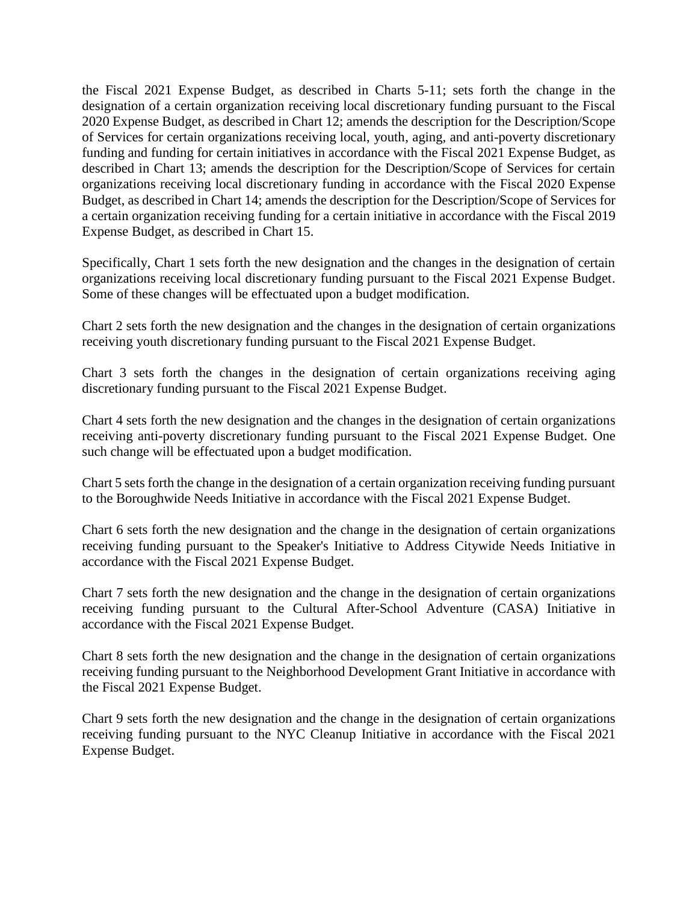the Fiscal 2021 Expense Budget, as described in Charts 5-11; sets forth the change in the designation of a certain organization receiving local discretionary funding pursuant to the Fiscal 2020 Expense Budget, as described in Chart 12; amends the description for the Description/Scope of Services for certain organizations receiving local, youth, aging, and anti-poverty discretionary funding and funding for certain initiatives in accordance with the Fiscal 2021 Expense Budget, as described in Chart 13; amends the description for the Description/Scope of Services for certain organizations receiving local discretionary funding in accordance with the Fiscal 2020 Expense Budget, as described in Chart 14; amends the description for the Description/Scope of Services for a certain organization receiving funding for a certain initiative in accordance with the Fiscal 2019 Expense Budget, as described in Chart 15.

Specifically, Chart 1 sets forth the new designation and the changes in the designation of certain organizations receiving local discretionary funding pursuant to the Fiscal 2021 Expense Budget. Some of these changes will be effectuated upon a budget modification.

Chart 2 sets forth the new designation and the changes in the designation of certain organizations receiving youth discretionary funding pursuant to the Fiscal 2021 Expense Budget.

Chart 3 sets forth the changes in the designation of certain organizations receiving aging discretionary funding pursuant to the Fiscal 2021 Expense Budget.

Chart 4 sets forth the new designation and the changes in the designation of certain organizations receiving anti-poverty discretionary funding pursuant to the Fiscal 2021 Expense Budget. One such change will be effectuated upon a budget modification.

Chart 5 sets forth the change in the designation of a certain organization receiving funding pursuant to the Boroughwide Needs Initiative in accordance with the Fiscal 2021 Expense Budget.

Chart 6 sets forth the new designation and the change in the designation of certain organizations receiving funding pursuant to the Speaker's Initiative to Address Citywide Needs Initiative in accordance with the Fiscal 2021 Expense Budget.

Chart 7 sets forth the new designation and the change in the designation of certain organizations receiving funding pursuant to the Cultural After-School Adventure (CASA) Initiative in accordance with the Fiscal 2021 Expense Budget.

Chart 8 sets forth the new designation and the change in the designation of certain organizations receiving funding pursuant to the Neighborhood Development Grant Initiative in accordance with the Fiscal 2021 Expense Budget.

Chart 9 sets forth the new designation and the change in the designation of certain organizations receiving funding pursuant to the NYC Cleanup Initiative in accordance with the Fiscal 2021 Expense Budget.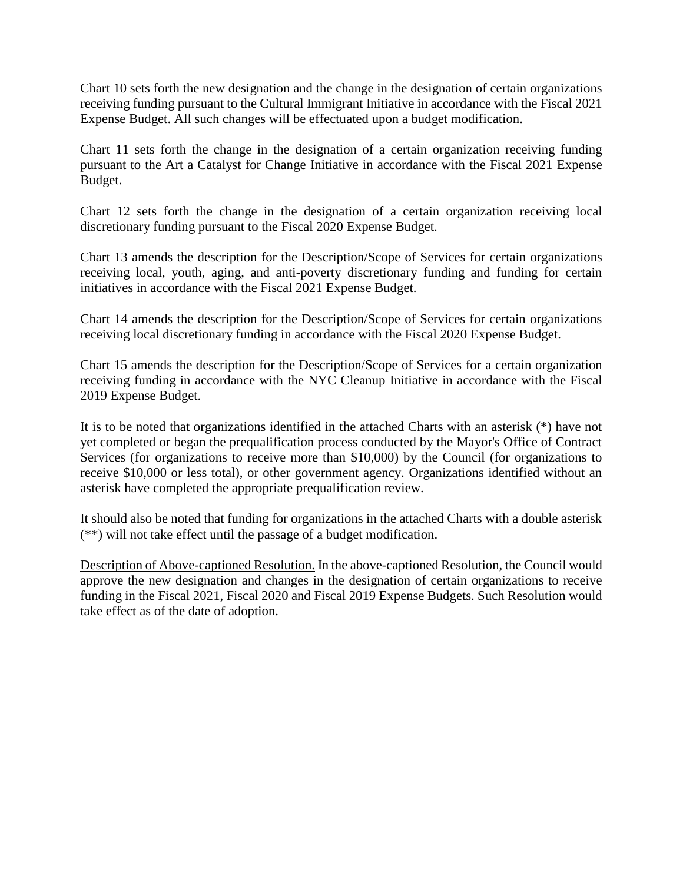Chart 10 sets forth the new designation and the change in the designation of certain organizations receiving funding pursuant to the Cultural Immigrant Initiative in accordance with the Fiscal 2021 Expense Budget. All such changes will be effectuated upon a budget modification.

Chart 11 sets forth the change in the designation of a certain organization receiving funding pursuant to the Art a Catalyst for Change Initiative in accordance with the Fiscal 2021 Expense Budget.

Chart 12 sets forth the change in the designation of a certain organization receiving local discretionary funding pursuant to the Fiscal 2020 Expense Budget.

Chart 13 amends the description for the Description/Scope of Services for certain organizations receiving local, youth, aging, and anti-poverty discretionary funding and funding for certain initiatives in accordance with the Fiscal 2021 Expense Budget.

Chart 14 amends the description for the Description/Scope of Services for certain organizations receiving local discretionary funding in accordance with the Fiscal 2020 Expense Budget.

Chart 15 amends the description for the Description/Scope of Services for a certain organization receiving funding in accordance with the NYC Cleanup Initiative in accordance with the Fiscal 2019 Expense Budget.

It is to be noted that organizations identified in the attached Charts with an asterisk (*) have not yet completed or began the prequalification process conducted by the Mayor's Office of Contract Services (for organizations to receive more than $10,000) by the Council (for organizations to receive $10,000 or less total), or other government agency. Organizations identified without an asterisk have completed the appropriate prequalification review.

It should also be noted that funding for organizations in the attached Charts with a double asterisk (**) will not take effect until the passage of a budget modification.

<u>Description of Above-captioned Resolution.</u> In the above-captioned Resolution, the Council would approve the new designation and changes in the designation of certain organizations to receive funding in the Fiscal 2021, Fiscal 2020 and Fiscal 2019 Expense Budgets. Such Resolution would take effect as of the date of adoption.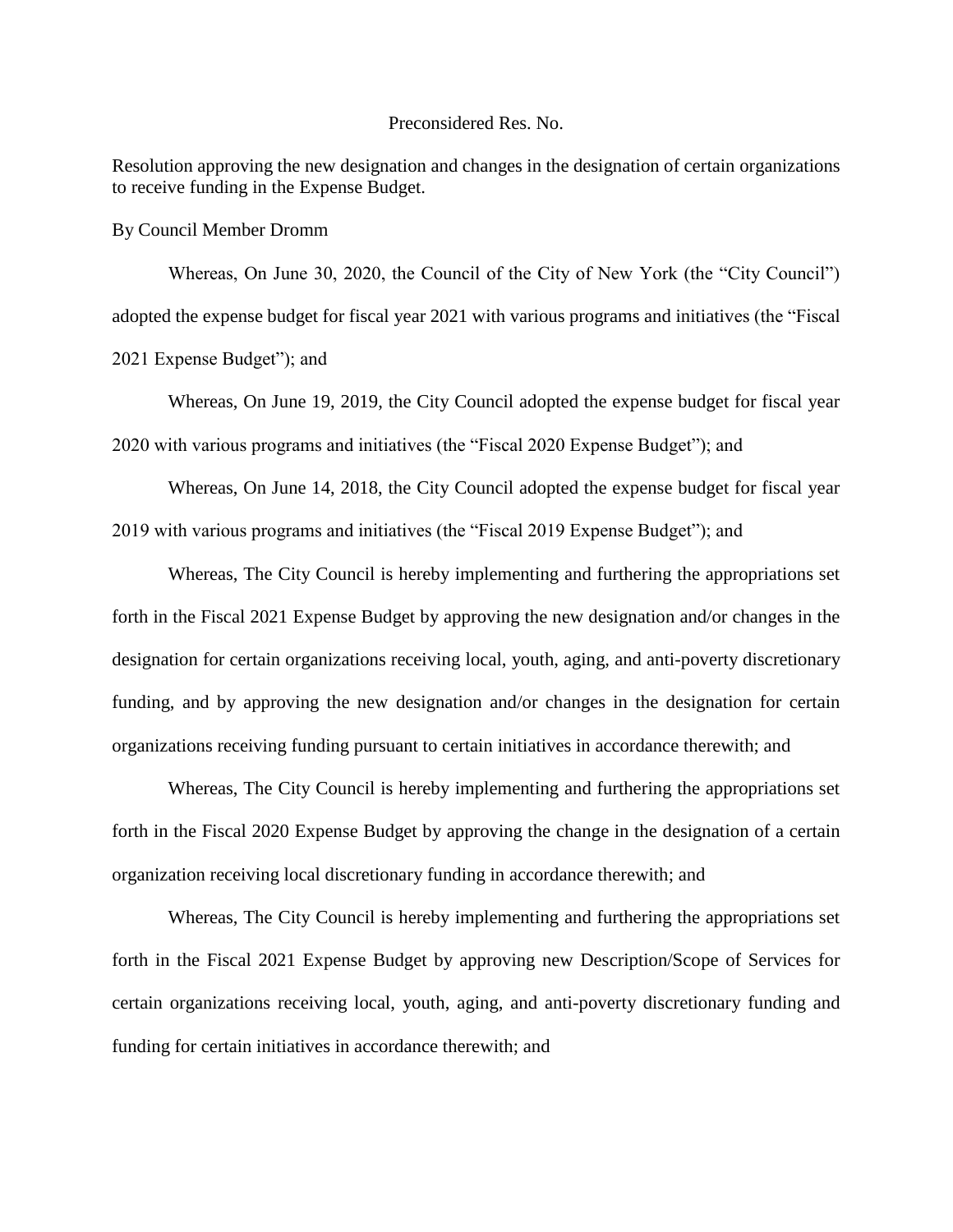Preconsidered Res. No.

Resolution approving the new designation and changes in the designation of certain organizations to receive funding in the Expense Budget.

By Council Member Dromm

Whereas, On June 30, 2020, the Council of the City of New York (the "City Council") adopted the expense budget for fiscal year 2021 with various programs and initiatives (the "Fiscal 2021 Expense Budget"); and

Whereas, On June 19, 2019, the City Council adopted the expense budget for fiscal year 2020 with various programs and initiatives (the "Fiscal 2020 Expense Budget"); and

Whereas, On June 14, 2018, the City Council adopted the expense budget for fiscal year 2019 with various programs and initiatives (the "Fiscal 2019 Expense Budget"); and

Whereas, The City Council is hereby implementing and furthering the appropriations set forth in the Fiscal 2021 Expense Budget by approving the new designation and/or changes in the designation for certain organizations receiving local, youth, aging, and anti-poverty discretionary funding, and by approving the new designation and/or changes in the designation for certain organizations receiving funding pursuant to certain initiatives in accordance therewith; and

Whereas, The City Council is hereby implementing and furthering the appropriations set forth in the Fiscal 2020 Expense Budget by approving the change in the designation of a certain organization receiving local discretionary funding in accordance therewith; and

Whereas, The City Council is hereby implementing and furthering the appropriations set forth in the Fiscal 2021 Expense Budget by approving new Description/Scope of Services for certain organizations receiving local, youth, aging, and anti-poverty discretionary funding and funding for certain initiatives in accordance therewith; and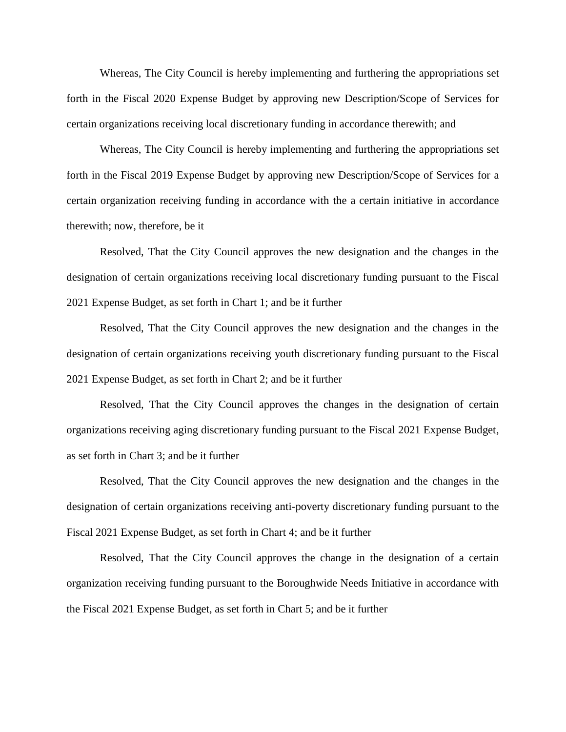Whereas, The City Council is hereby implementing and furthering the appropriations set forth in the Fiscal 2020 Expense Budget by approving new Description/Scope of Services for certain organizations receiving local discretionary funding in accordance therewith; and

Whereas, The City Council is hereby implementing and furthering the appropriations set forth in the Fiscal 2019 Expense Budget by approving new Description/Scope of Services for a certain organization receiving funding in accordance with the a certain initiative in accordance therewith; now, therefore, be it

Resolved, That the City Council approves the new designation and the changes in the designation of certain organizations receiving local discretionary funding pursuant to the Fiscal 2021 Expense Budget, as set forth in Chart 1; and be it further

Resolved, That the City Council approves the new designation and the changes in the designation of certain organizations receiving youth discretionary funding pursuant to the Fiscal 2021 Expense Budget, as set forth in Chart 2; and be it further

Resolved, That the City Council approves the changes in the designation of certain organizations receiving aging discretionary funding pursuant to the Fiscal 2021 Expense Budget, as set forth in Chart 3; and be it further

Resolved, That the City Council approves the new designation and the changes in the designation of certain organizations receiving anti-poverty discretionary funding pursuant to the Fiscal 2021 Expense Budget, as set forth in Chart 4; and be it further

Resolved, That the City Council approves the change in the designation of a certain organization receiving funding pursuant to the Boroughwide Needs Initiative in accordance with the Fiscal 2021 Expense Budget, as set forth in Chart 5; and be it further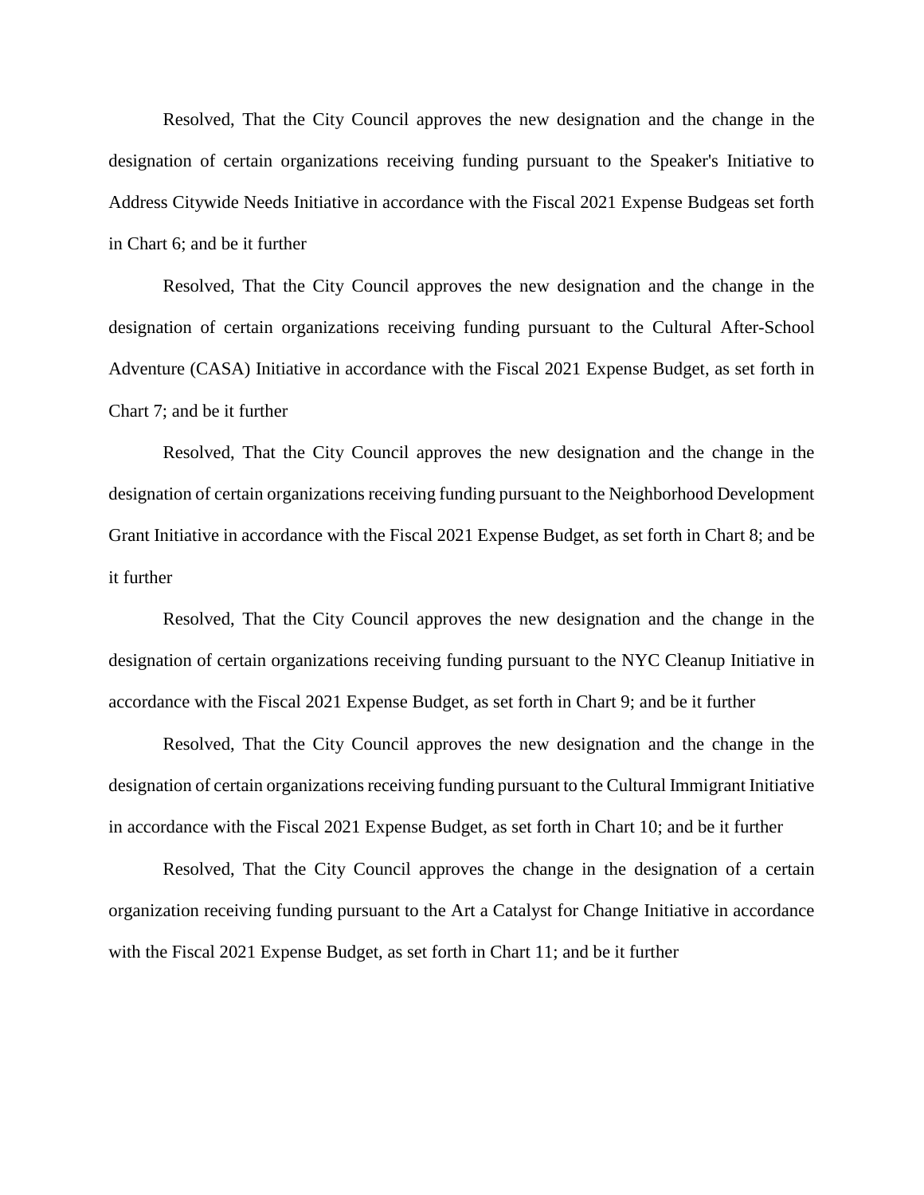Resolved, That the City Council approves the new designation and the change in the designation of certain organizations receiving funding pursuant to the Speaker's Initiative to Address Citywide Needs Initiative in accordance with the Fiscal 2021 Expense Budgeas set forth in Chart 6; and be it further

Resolved, That the City Council approves the new designation and the change in the designation of certain organizations receiving funding pursuant to the Cultural After-School Adventure (CASA) Initiative in accordance with the Fiscal 2021 Expense Budget, as set forth in Chart 7; and be it further

Resolved, That the City Council approves the new designation and the change in the designation of certain organizations receiving funding pursuant to the Neighborhood Development Grant Initiative in accordance with the Fiscal 2021 Expense Budget, as set forth in Chart 8; and be it further

Resolved, That the City Council approves the new designation and the change in the designation of certain organizations receiving funding pursuant to the NYC Cleanup Initiative in accordance with the Fiscal 2021 Expense Budget, as set forth in Chart 9; and be it further

Resolved, That the City Council approves the new designation and the change in the designation of certain organizations receiving funding pursuant to the Cultural Immigrant Initiative in accordance with the Fiscal 2021 Expense Budget, as set forth in Chart 10; and be it further

Resolved, That the City Council approves the change in the designation of a certain organization receiving funding pursuant to the Art a Catalyst for Change Initiative in accordance with the Fiscal 2021 Expense Budget, as set forth in Chart 11; and be it further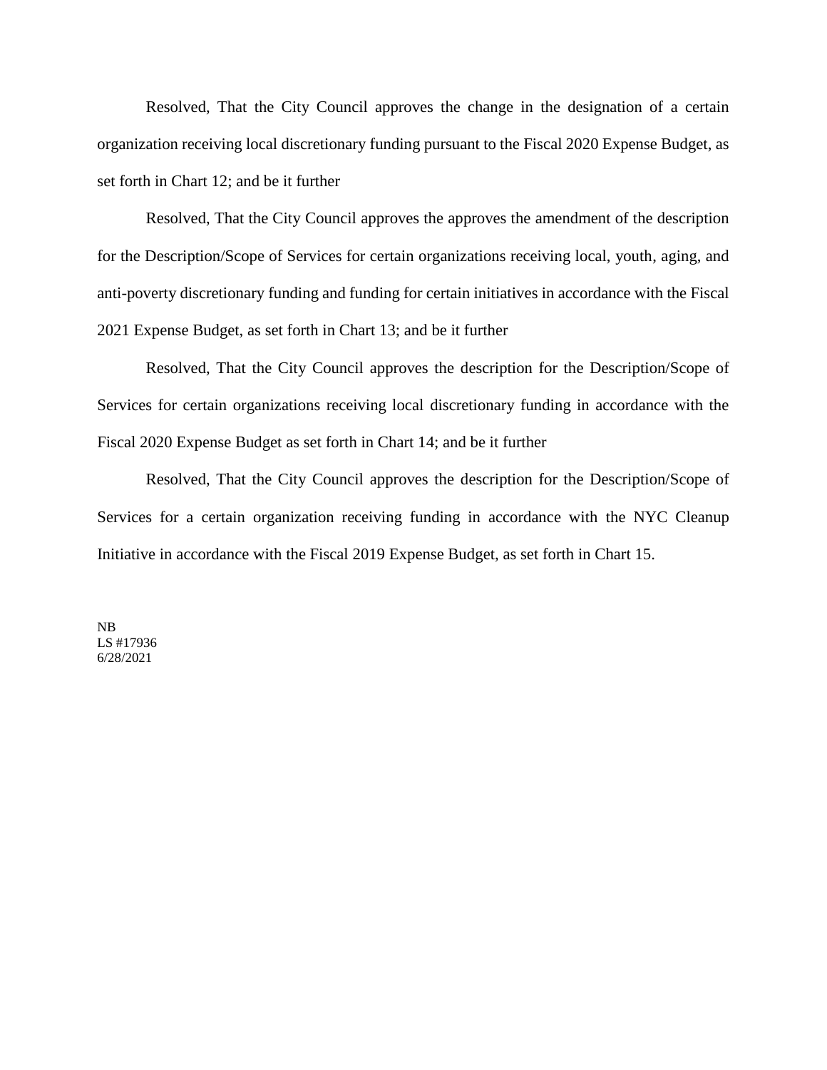Resolved, That the City Council approves the change in the designation of a certain organization receiving local discretionary funding pursuant to the Fiscal 2020 Expense Budget, as set forth in Chart 12; and be it further

Resolved, That the City Council approves the approves the amendment of the description for the Description/Scope of Services for certain organizations receiving local, youth, aging, and anti-poverty discretionary funding and funding for certain initiatives in accordance with the Fiscal 2021 Expense Budget, as set forth in Chart 13; and be it further

Resolved, That the City Council approves the description for the Description/Scope of Services for certain organizations receiving local discretionary funding in accordance with the Fiscal 2020 Expense Budget as set forth in Chart 14; and be it further

Resolved, That the City Council approves the description for the Description/Scope of Services for a certain organization receiving funding in accordance with the NYC Cleanup Initiative in accordance with the Fiscal 2019 Expense Budget, as set forth in Chart 15.

NB
LS #17936
6/28/2021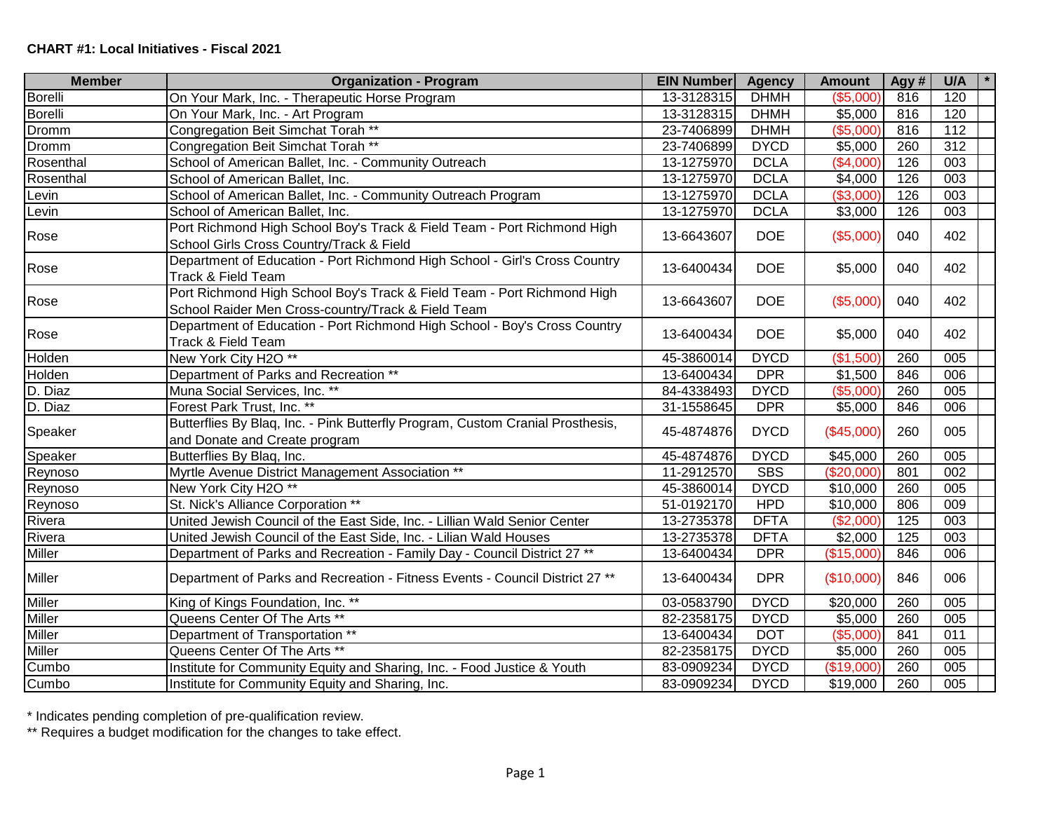**CHART #1: Local Initiatives - Fiscal 2021**

| Member | Organization - Program | EIN Number | Agency | Amount | Agy # | U/A | * |
|---|---|---|---|---|---|---|---|
| Borelli | On Your Mark, Inc. - Therapeutic Horse Program | 13-3128315 | DHMH | ($5,000) | 816 | 120 | |
| Borelli | On Your Mark, Inc. - Art Program | 13-3128315 | DHMH | $5,000 | 816 | 120 | |
| Dromm | Congregation Beit Simchat Torah ** | 23-7406899 | DHMH | ($5,000) | 816 | 112 | |
| Dromm | Congregation Beit Simchat Torah ** | 23-7406899 | DYCD | $5,000 | 260 | 312 | |
| Rosenthal | School of American Ballet, Inc. - Community Outreach | 13-1275970 | DCLA | ($4,000) | 126 | 003 | |
| Rosenthal | School of American Ballet, Inc. | 13-1275970 | DCLA | $4,000 | 126 | 003 | |
| Levin | School of American Ballet, Inc. - Community Outreach Program | 13-1275970 | DCLA | ($3,000) | 126 | 003 | |
| Levin | School of American Ballet, Inc. | 13-1275970 | DCLA | $3,000 | 126 | 003 | |
| Rose | Port Richmond High School Boy's Track & Field Team - Port Richmond High School Girls Cross Country/Track & Field | 13-6643607 | DOE | ($5,000) | 040 | 402 | |
| Rose | Department of Education - Port Richmond High School - Girl's Cross Country Track & Field Team | 13-6400434 | DOE | $5,000 | 040 | 402 | |
| Rose | Port Richmond High School Boy's Track & Field Team - Port Richmond High School Raider Men Cross-country/Track & Field Team | 13-6643607 | DOE | ($5,000) | 040 | 402 | |
| Rose | Department of Education - Port Richmond High School - Boy's Cross Country Track & Field Team | 13-6400434 | DOE | $5,000 | 040 | 402 | |
| Holden | New York City H2O ** | 45-3860014 | DYCD | ($1,500) | 260 | 005 | |
| Holden | Department of Parks and Recreation ** | 13-6400434 | DPR | $1,500 | 846 | 006 | |
| D. Diaz | Muna Social Services, Inc. ** | 84-4338493 | DYCD | ($5,000) | 260 | 005 | |
| D. Diaz | Forest Park Trust, Inc. ** | 31-1558645 | DPR | $5,000 | 846 | 006 | |
| Speaker | Butterflies By Blaq, Inc. - Pink Butterfly Program, Custom Cranial Prosthesis, and Donate and Create program | 45-4874876 | DYCD | ($45,000) | 260 | 005 | |
| Speaker | Butterflies By Blaq, Inc. | 45-4874876 | DYCD | $45,000 | 260 | 005 | |
| Reynoso | Myrtle Avenue District Management Association ** | 11-2912570 | SBS | ($20,000) | 801 | 002 | |
| Reynoso | New York City H2O ** | 45-3860014 | DYCD | $10,000 | 260 | 005 | |
| Reynoso | St. Nick's Alliance Corporation ** | 51-0192170 | HPD | $10,000 | 806 | 009 | |
| Rivera | United Jewish Council of the East Side, Inc. - Lillian Wald Senior Center | 13-2735378 | DFTA | ($2,000) | 125 | 003 | |
| Rivera | United Jewish Council of the East Side, Inc. - Lilian Wald Houses | 13-2735378 | DFTA | $2,000 | 125 | 003 | |
| Miller | Department of Parks and Recreation - Family Day - Council District 27 ** | 13-6400434 | DPR | ($15,000) | 846 | 006 | |
| Miller | Department of Parks and Recreation - Fitness Events - Council District 27 ** | 13-6400434 | DPR | ($10,000) | 846 | 006 | |
| Miller | King of Kings Foundation, Inc. ** | 03-0583790 | DYCD | $20,000 | 260 | 005 | |
| Miller | Queens Center Of The Arts ** | 82-2358175 | DYCD | $5,000 | 260 | 005 | |
| Miller | Department of Transportation ** | 13-6400434 | DOT | ($5,000) | 841 | 011 | |
| Miller | Queens Center Of The Arts ** | 82-2358175 | DYCD | $5,000 | 260 | 005 | |
| Cumbo | Institute for Community Equity and Sharing, Inc. - Food Justice & Youth | 83-0909234 | DYCD | ($19,000) | 260 | 005 | |
| Cumbo | Institute for Community Equity and Sharing, Inc. | 83-0909234 | DYCD | $19,000 | 260 | 005 | |

\* Indicates pending completion of pre-qualification review.

** Requires a budget modification for the changes to take effect.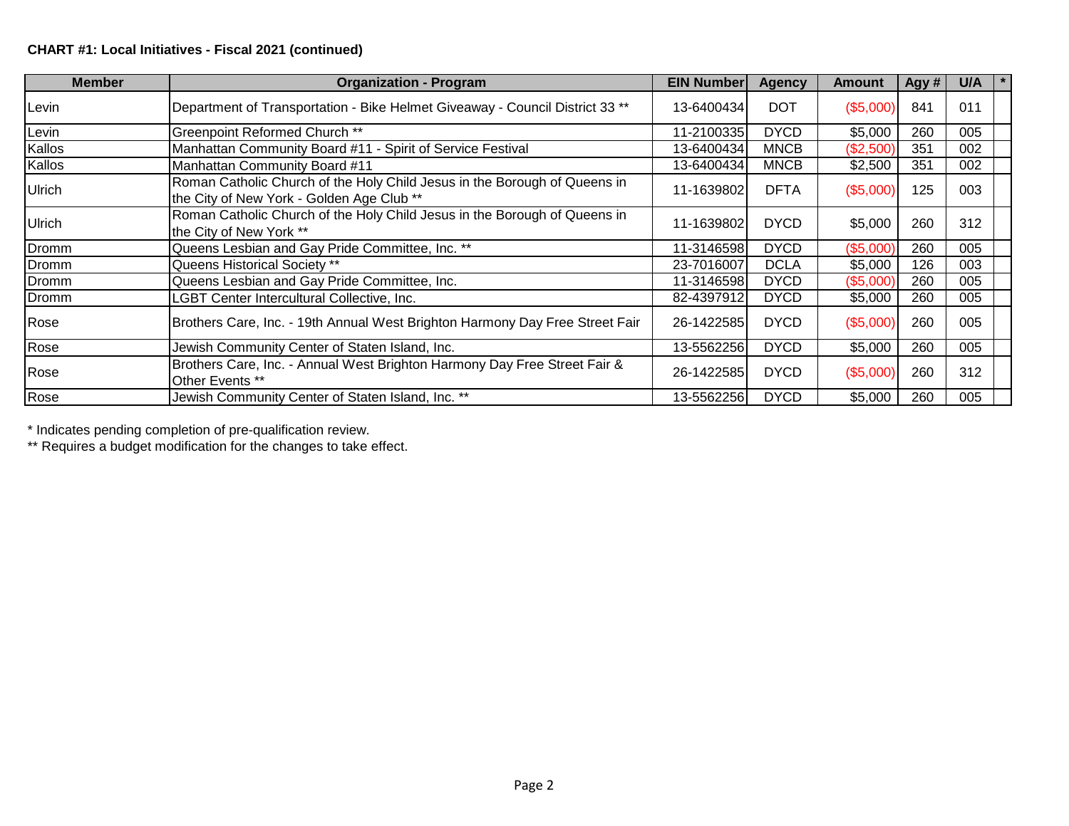**CHART #1: Local Initiatives - Fiscal 2021 (continued)**

| Member | Organization - Program | EIN Number | Agency | Amount | Agy # | U/A | * |
|---|---|---|---|---|---|---|---|
| Levin | Department of Transportation - Bike Helmet Giveaway - Council District 33 ** | 13-6400434 | DOT | ($5,000) | 841 | 011 | |
| Levin | Greenpoint Reformed Church ** | 11-2100335 | DYCD | $5,000 | 260 | 005 | |
| Kallos | Manhattan Community Board #11 - Spirit of Service Festival | 13-6400434 | MNCB | ($2,500) | 351 | 002 | |
| Kallos | Manhattan Community Board #11 | 13-6400434 | MNCB | $2,500 | 351 | 002 | |
| Ulrich | Roman Catholic Church of the Holy Child Jesus in the Borough of Queens in the City of New York - Golden Age Club ** | 11-1639802 | DFTA | ($5,000) | 125 | 003 | |
| Ulrich | Roman Catholic Church of the Holy Child Jesus in the Borough of Queens in the City of New York ** | 11-1639802 | DYCD | $5,000 | 260 | 312 | |
| Dromm | Queens Lesbian and Gay Pride Committee, Inc. ** | 11-3146598 | DYCD | ($5,000) | 260 | 005 | |
| Dromm | Queens Historical Society ** | 23-7016007 | DCLA | $5,000 | 126 | 003 | |
| Dromm | Queens Lesbian and Gay Pride Committee, Inc. | 11-3146598 | DYCD | ($5,000) | 260 | 005 | |
| Dromm | LGBT Center Intercultural Collective, Inc. | 82-4397912 | DYCD | $5,000 | 260 | 005 | |
| Rose | Brothers Care, Inc. - 19th Annual West Brighton Harmony Day Free Street Fair | 26-1422585 | DYCD | ($5,000) | 260 | 005 | |
| Rose | Jewish Community Center of Staten Island, Inc. | 13-5562256 | DYCD | $5,000 | 260 | 005 | |
| Rose | Brothers Care, Inc. - Annual West Brighton Harmony Day Free Street Fair & Other Events ** | 26-1422585 | DYCD | ($5,000) | 260 | 312 | |
| Rose | Jewish Community Center of Staten Island, Inc. ** | 13-5562256 | DYCD | $5,000 | 260 | 005 | |

* Indicates pending completion of pre-qualification review.

** Requires a budget modification for the changes to take effect.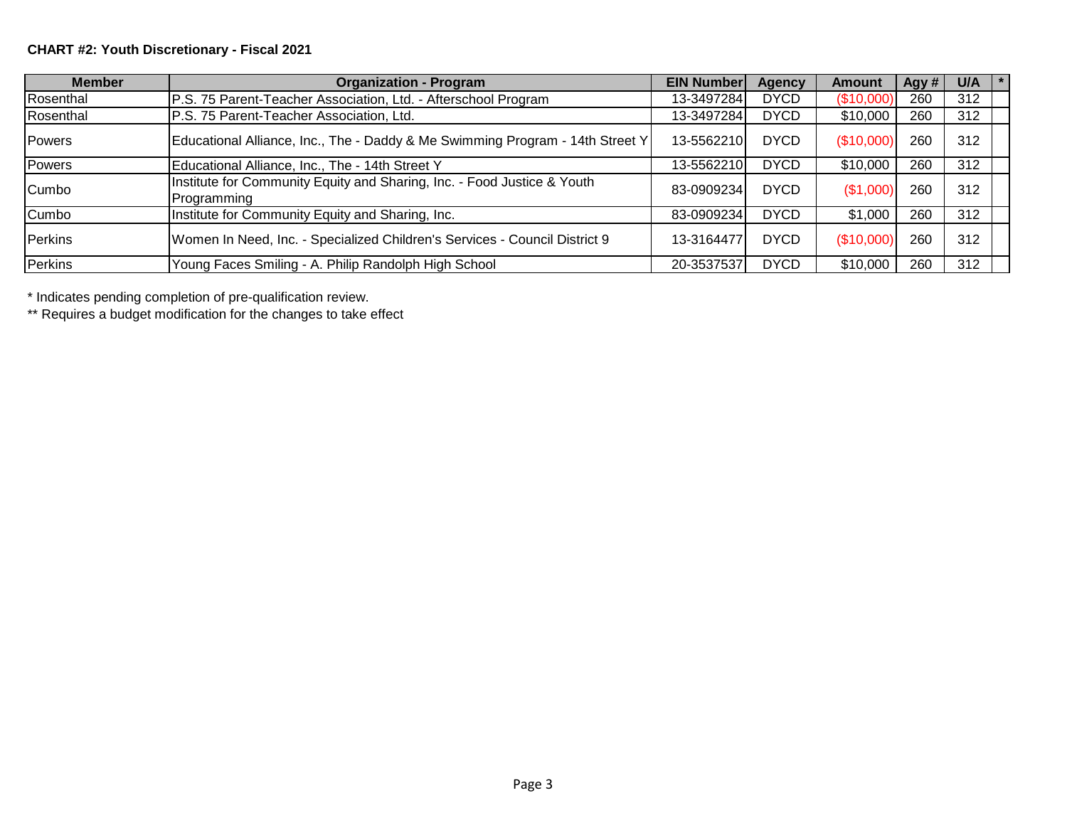**CHART #2: Youth Discretionary - Fiscal 2021**

| Member | Organization - Program | EIN Number | Agency | Amount | Agy # | U/A | * |
|---|---|---|---|---|---|---|---|
| Rosenthal | P.S. 75 Parent-Teacher Association, Ltd. - Afterschool Program | 13-3497284 | DYCD | ($10,000) | 260 | 312 | |
| Rosenthal | P.S. 75 Parent-Teacher Association, Ltd. | 13-3497284 | DYCD | $10,000 | 260 | 312 | |
| Powers | Educational Alliance, Inc., The - Daddy & Me Swimming Program - 14th Street Y | 13-5562210 | DYCD | ($10,000) | 260 | 312 | |
| Powers | Educational Alliance, Inc., The - 14th Street Y | 13-5562210 | DYCD | $10,000 | 260 | 312 | |
| Cumbo | Institute for Community Equity and Sharing, Inc. - Food Justice & Youth Programming | 83-0909234 | DYCD | ($1,000) | 260 | 312 | |
| Cumbo | Institute for Community Equity and Sharing, Inc. | 83-0909234 | DYCD | $1,000 | 260 | 312 | |
| Perkins | Women In Need, Inc. - Specialized Children's Services - Council District 9 | 13-3164477 | DYCD | ($10,000) | 260 | 312 | |
| Perkins | Young Faces Smiling - A. Philip Randolph High School | 20-3537537 | DYCD | $10,000 | 260 | 312 | |

\* Indicates pending completion of pre-qualification review.

\*\* Requires a budget modification for the changes to take effect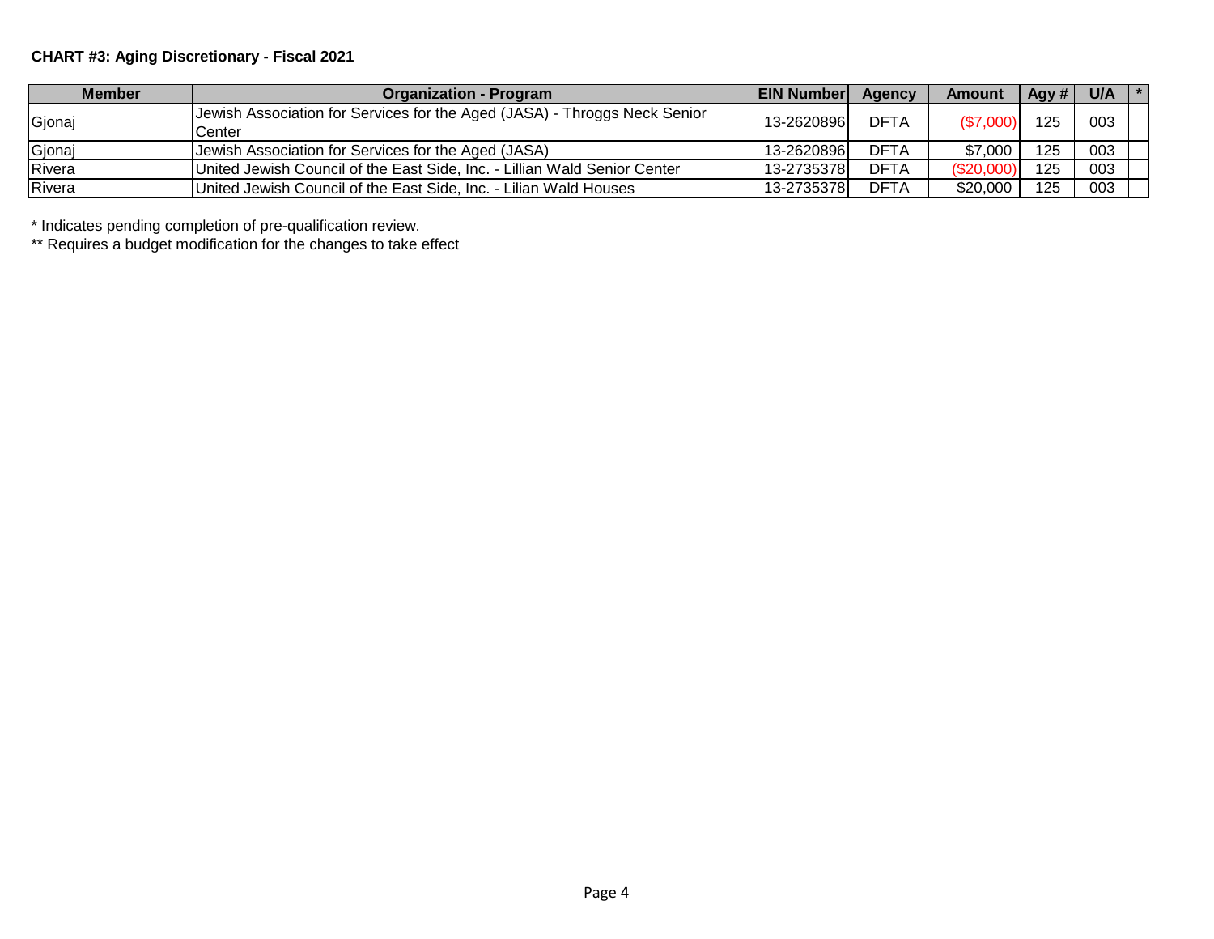**CHART #3: Aging Discretionary - Fiscal 2021**

| Member | Organization - Program | EIN Number | Agency | Amount | Agy # | U/A | * |
|---|---|---|---|---|---|---|---|
| Gjonaj | Jewish Association for Services for the Aged (JASA) - Throggs Neck Senior Center | 13-2620896 | DFTA | ($7,000) | 125 | 003 | |
| Gjonaj | Jewish Association for Services for the Aged (JASA) | 13-2620896 | DFTA | $7,000 | 125 | 003 | |
| Rivera | United Jewish Council of the East Side, Inc. - Lillian Wald Senior Center | 13-2735378 | DFTA | ($20,000) | 125 | 003 | |
| Rivera | United Jewish Council of the East Side, Inc. - Lilian Wald Houses | 13-2735378 | DFTA | $20,000 | 125 | 003 | |

* Indicates pending completion of pre-qualification review.

** Requires a budget modification for the changes to take effect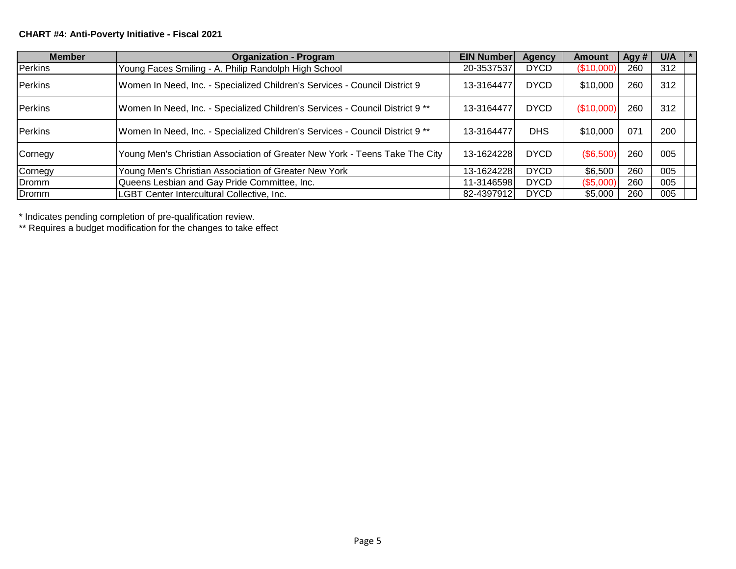**CHART #4: Anti-Poverty Initiative - Fiscal 2021**

| Member | Organization - Program | EIN Number | Agency | Amount | Agy # | U/A | * |
|---|---|---|---|---|---|---|---|
| Perkins | Young Faces Smiling - A. Philip Randolph High School | 20-3537537 | DYCD | ($10,000) | 260 | 312 | |
| Perkins | Women In Need, Inc. - Specialized Children's Services - Council District 9 | 13-3164477 | DYCD | $10,000 | 260 | 312 | |
| Perkins | Women In Need, Inc. - Specialized Children's Services - Council District 9 ** | 13-3164477 | DYCD | ($10,000) | 260 | 312 | |
| Perkins | Women In Need, Inc. - Specialized Children's Services - Council District 9 ** | 13-3164477 | DHS | $10,000 | 071 | 200 | |
| Cornegy | Young Men's Christian Association of Greater New York - Teens Take The City | 13-1624228 | DYCD | ($6,500) | 260 | 005 | |
| Cornegy | Young Men's Christian Association of Greater New York | 13-1624228 | DYCD | $6,500 | 260 | 005 | |
| Dromm | Queens Lesbian and Gay Pride Committee, Inc. | 11-3146598 | DYCD | ($5,000) | 260 | 005 | |
| Dromm | LGBT Center Intercultural Collective, Inc. | 82-4397912 | DYCD | $5,000 | 260 | 005 | |

* Indicates pending completion of pre-qualification review.

** Requires a budget modification for the changes to take effect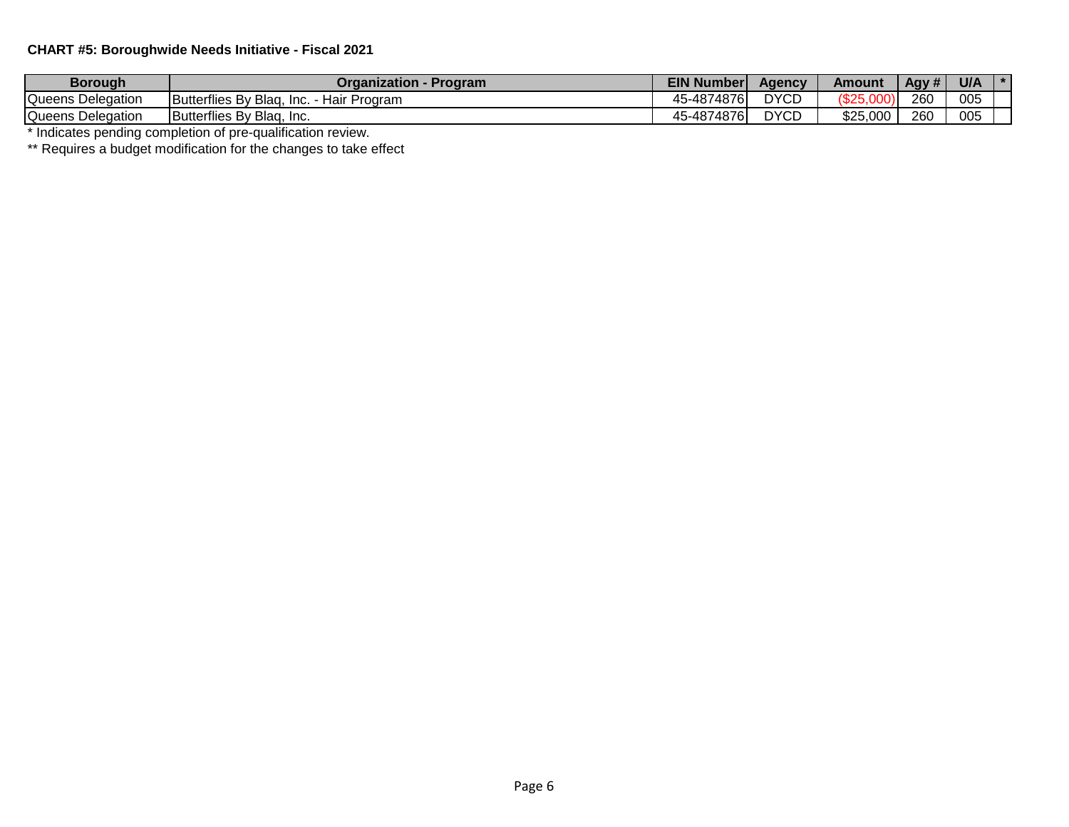**CHART #5: Boroughwide Needs Initiative - Fiscal 2021**

| Borough | Organization - Program | EIN Number | Agency | Amount | Agy # | U/A | * |
|---|---|---|---|---|---|---|---|
| Queens Delegation | Butterflies By Blaq, Inc. - Hair Program | 45-4874876 | DYCD | ($25,000) | 260 | 005 | |
| Queens Delegation | Butterflies By Blaq, Inc. | 45-4874876 | DYCD | $25,000 | 260 | 005 | |

* Indicates pending completion of pre-qualification review.

** Requires a budget modification for the changes to take effect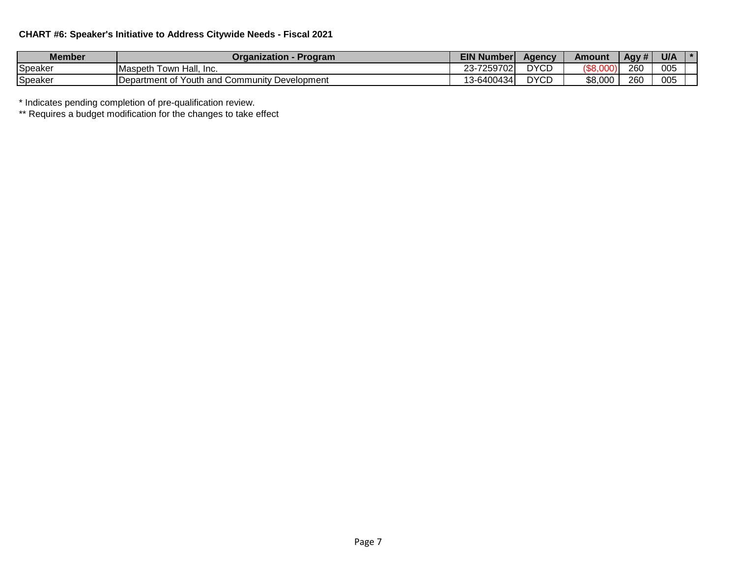**CHART #6: Speaker's Initiative to Address Citywide Needs - Fiscal 2021**

| Member | Organization - Program | EIN Number | Agency | Amount | Agy # | U/A | * |
|---|---|---|---|---|---|---|---|
| Speaker | Maspeth Town Hall, Inc. | 23-7259702 | DYCD | ($8,000) | 260 | 005 | |
| Speaker | Department of Youth and Community Development | 13-6400434 | DYCD | $8,000 | 260 | 005 | |

\* Indicates pending completion of pre-qualification review.

\*\* Requires a budget modification for the changes to take effect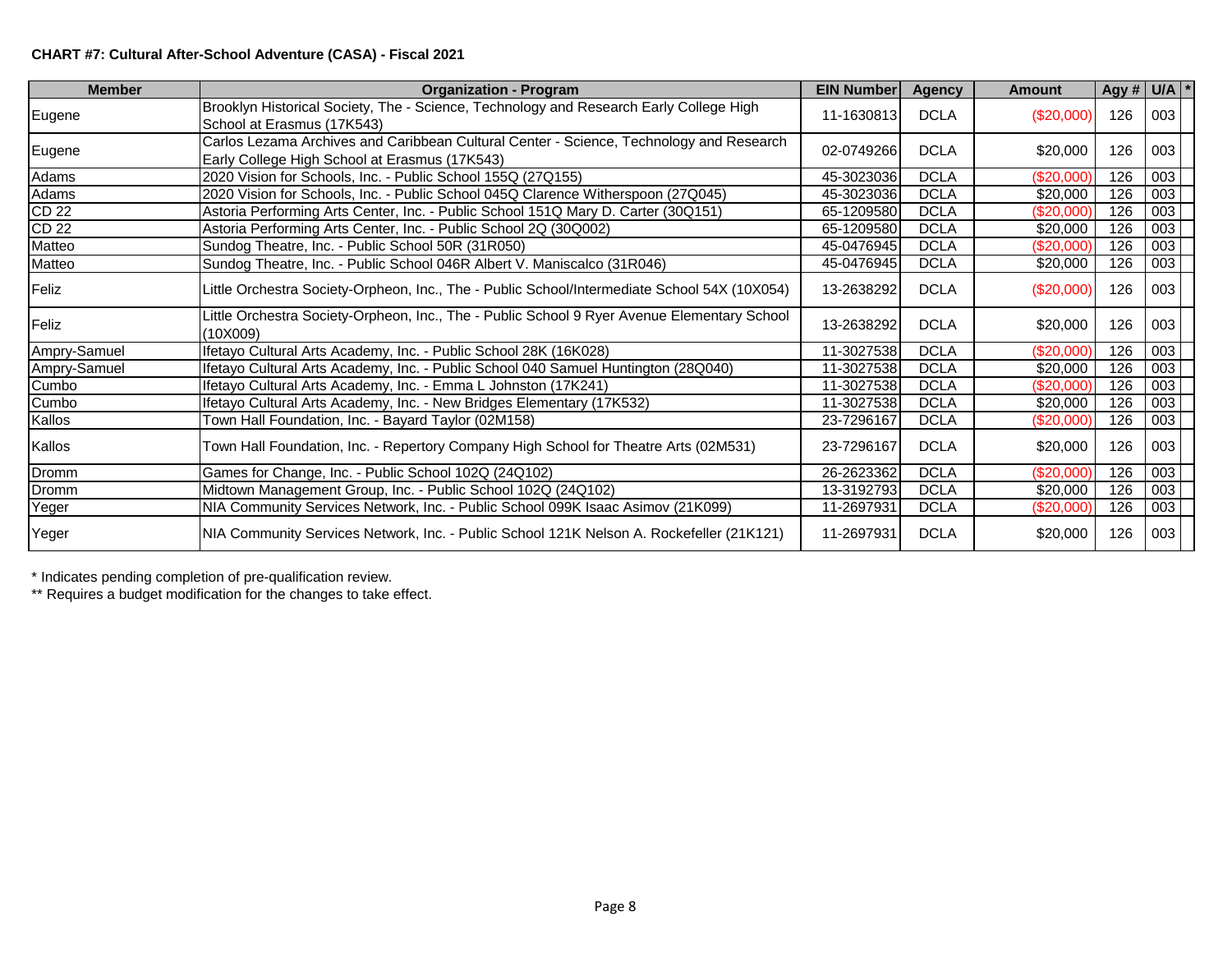**CHART #7: Cultural After-School Adventure (CASA) - Fiscal 2021**

| Member | Organization - Program | EIN Number | Agency | Amount | Agy # | U/A | * |
|---|---|---|---|---|---|---|---|
| Eugene | Brooklyn Historical Society, The - Science, Technology and Research Early College High School at Erasmus (17K543) | 11-1630813 | DCLA | ($20,000) | 126 | 003 | |
| Eugene | Carlos Lezama Archives and Caribbean Cultural Center - Science, Technology and Research Early College High School at Erasmus (17K543) | 02-0749266 | DCLA | $20,000 | 126 | 003 | |
| Adams | 2020 Vision for Schools, Inc. - Public School 155Q (27Q155) | 45-3023036 | DCLA | ($20,000) | 126 | 003 | |
| Adams | 2020 Vision for Schools, Inc. - Public School 045Q Clarence Witherspoon (27Q045) | 45-3023036 | DCLA | $20,000 | 126 | 003 | |
| CD 22 | Astoria Performing Arts Center, Inc. - Public School 151Q Mary D. Carter (30Q151) | 65-1209580 | DCLA | ($20,000) | 126 | 003 | |
| CD 22 | Astoria Performing Arts Center, Inc. - Public School 2Q (30Q002) | 65-1209580 | DCLA | $20,000 | 126 | 003 | |
| Matteo | Sundog Theatre, Inc. - Public School 50R (31R050) | 45-0476945 | DCLA | ($20,000) | 126 | 003 | |
| Matteo | Sundog Theatre, Inc. - Public School 046R Albert V. Maniscalco (31R046) | 45-0476945 | DCLA | $20,000 | 126 | 003 | |
| Feliz | Little Orchestra Society-Orpheon, Inc., The - Public School/Intermediate School 54X (10X054) | 13-2638292 | DCLA | ($20,000) | 126 | 003 | |
| Feliz | Little Orchestra Society-Orpheon, Inc., The - Public School 9 Ryer Avenue Elementary School (10X009) | 13-2638292 | DCLA | $20,000 | 126 | 003 | |
| Ampry-Samuel | Ifetayo Cultural Arts Academy, Inc. - Public School 28K (16K028) | 11-3027538 | DCLA | ($20,000) | 126 | 003 | |
| Ampry-Samuel | Ifetayo Cultural Arts Academy, Inc. - Public School 040 Samuel Huntington (28Q040) | 11-3027538 | DCLA | $20,000 | 126 | 003 | |
| Cumbo | Ifetayo Cultural Arts Academy, Inc. - Emma L Johnston (17K241) | 11-3027538 | DCLA | ($20,000) | 126 | 003 | |
| Cumbo | Ifetayo Cultural Arts Academy, Inc. - New Bridges Elementary (17K532) | 11-3027538 | DCLA | $20,000 | 126 | 003 | |
| Kallos | Town Hall Foundation, Inc. - Bayard Taylor (02M158) | 23-7296167 | DCLA | ($20,000) | 126 | 003 | |
| Kallos | Town Hall Foundation, Inc. - Repertory Company High School for Theatre Arts (02M531) | 23-7296167 | DCLA | $20,000 | 126 | 003 | |
| Dromm | Games for Change, Inc. - Public School 102Q (24Q102) | 26-2623362 | DCLA | ($20,000) | 126 | 003 | |
| Dromm | Midtown Management Group, Inc. - Public School 102Q (24Q102) | 13-3192793 | DCLA | $20,000 | 126 | 003 | |
| Yeger | NIA Community Services Network, Inc. - Public School 099K Isaac Asimov (21K099) | 11-2697931 | DCLA | ($20,000) | 126 | 003 | |
| Yeger | NIA Community Services Network, Inc. - Public School 121K Nelson A. Rockefeller (21K121) | 11-2697931 | DCLA | $20,000 | 126 | 003 | |

\* Indicates pending completion of pre-qualification review.

\** Requires a budget modification for the changes to take effect.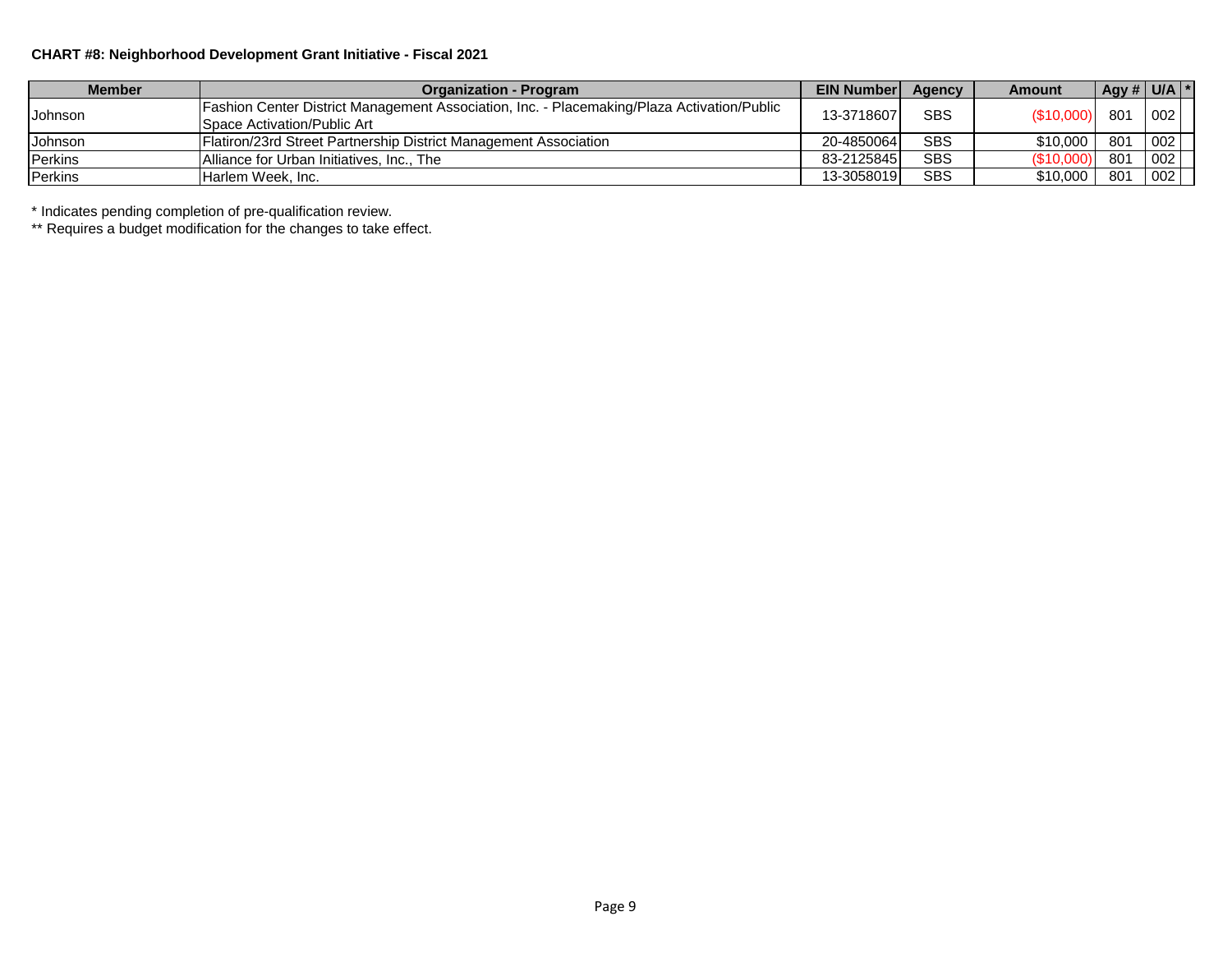**CHART #8: Neighborhood Development Grant Initiative - Fiscal 2021**

| Member | Organization - Program | EIN Number | Agency | Amount | Agy # | U/A | * |
|---|---|---|---|---|---|---|---|
| Johnson | Fashion Center District Management Association, Inc. - Placemaking/Plaza Activation/Public Space Activation/Public Art | 13-3718607 | SBS | ($10,000) | 801 | 002 | |
| Johnson | Flatiron/23rd Street Partnership District Management Association | 20-4850064 | SBS | $10,000 | 801 | 002 | |
| Perkins | Alliance for Urban Initiatives, Inc., The | 83-2125845 | SBS | ($10,000) | 801 | 002 | |
| Perkins | Harlem Week, Inc. | 13-3058019 | SBS | $10,000 | 801 | 002 | |

* Indicates pending completion of pre-qualification review.

** Requires a budget modification for the changes to take effect.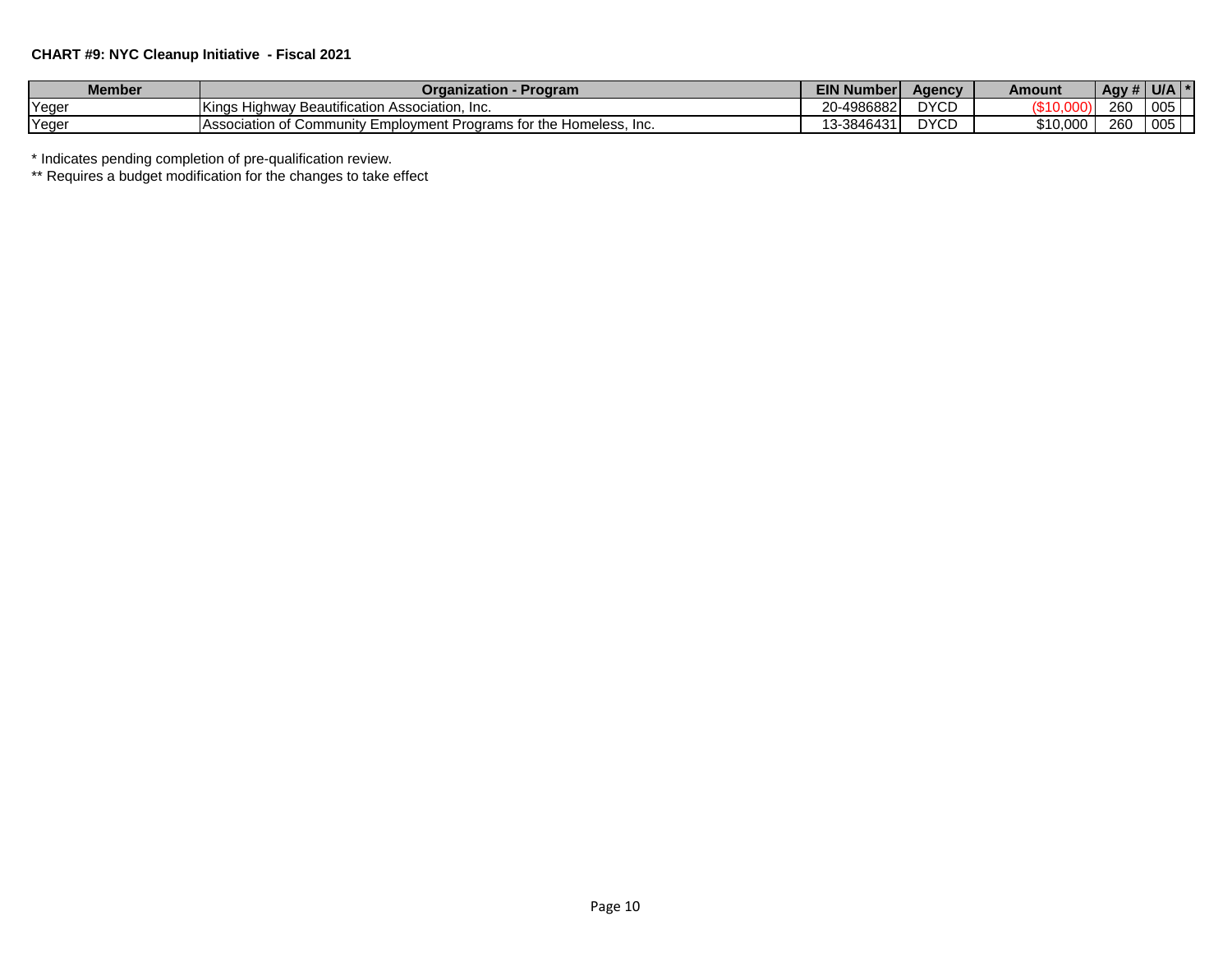**CHART #9: NYC Cleanup Initiative - Fiscal 2021**

| Member | Organization - Program | EIN Number | Agency | Amount | Agy # | U/A | * |
|---|---|---|---|---|---|---|---|
| Yeger | Kings Highway Beautification Association, Inc. | 20-4986882 | DYCD | ($10,000) | 260 | 005 | |
| Yeger | Association of Community Employment Programs for the Homeless, Inc. | 13-3846431 | DYCD | $10,000 | 260 | 005 | |

* Indicates pending completion of pre-qualification review.

** Requires a budget modification for the changes to take effect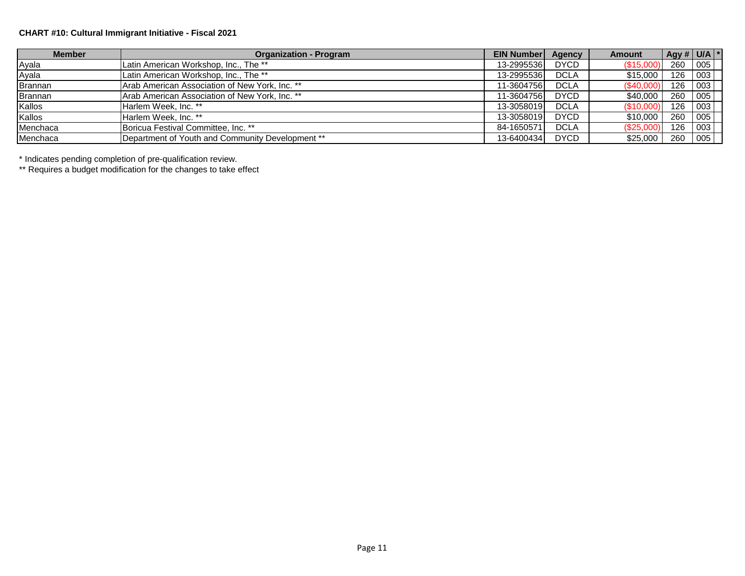**CHART #10: Cultural Immigrant Initiative - Fiscal 2021**

| Member | Organization - Program | EIN Number | Agency | Amount | Agy # | U/A | * |
|---|---|---|---|---|---|---|---|
| Ayala | Latin American Workshop, Inc., The ** | 13-2995536 | DYCD | ($15,000) | 260 | 005 | |
| Ayala | Latin American Workshop, Inc., The ** | 13-2995536 | DCLA | $15,000 | 126 | 003 | |
| Brannan | Arab American Association of New York, Inc. ** | 11-3604756 | DCLA | ($40,000) | 126 | 003 | |
| Brannan | Arab American Association of New York, Inc. ** | 11-3604756 | DYCD | $40,000 | 260 | 005 | |
| Kallos | Harlem Week, Inc. ** | 13-3058019 | DCLA | ($10,000) | 126 | 003 | |
| Kallos | Harlem Week, Inc. ** | 13-3058019 | DYCD | $10,000 | 260 | 005 | |
| Menchaca | Boricua Festival Committee, Inc. ** | 84-1650571 | DCLA | ($25,000) | 126 | 003 | |
| Menchaca | Department of Youth and Community Development ** | 13-6400434 | DYCD | $25,000 | 260 | 005 | |

* Indicates pending completion of pre-qualification review.

** Requires a budget modification for the changes to take effect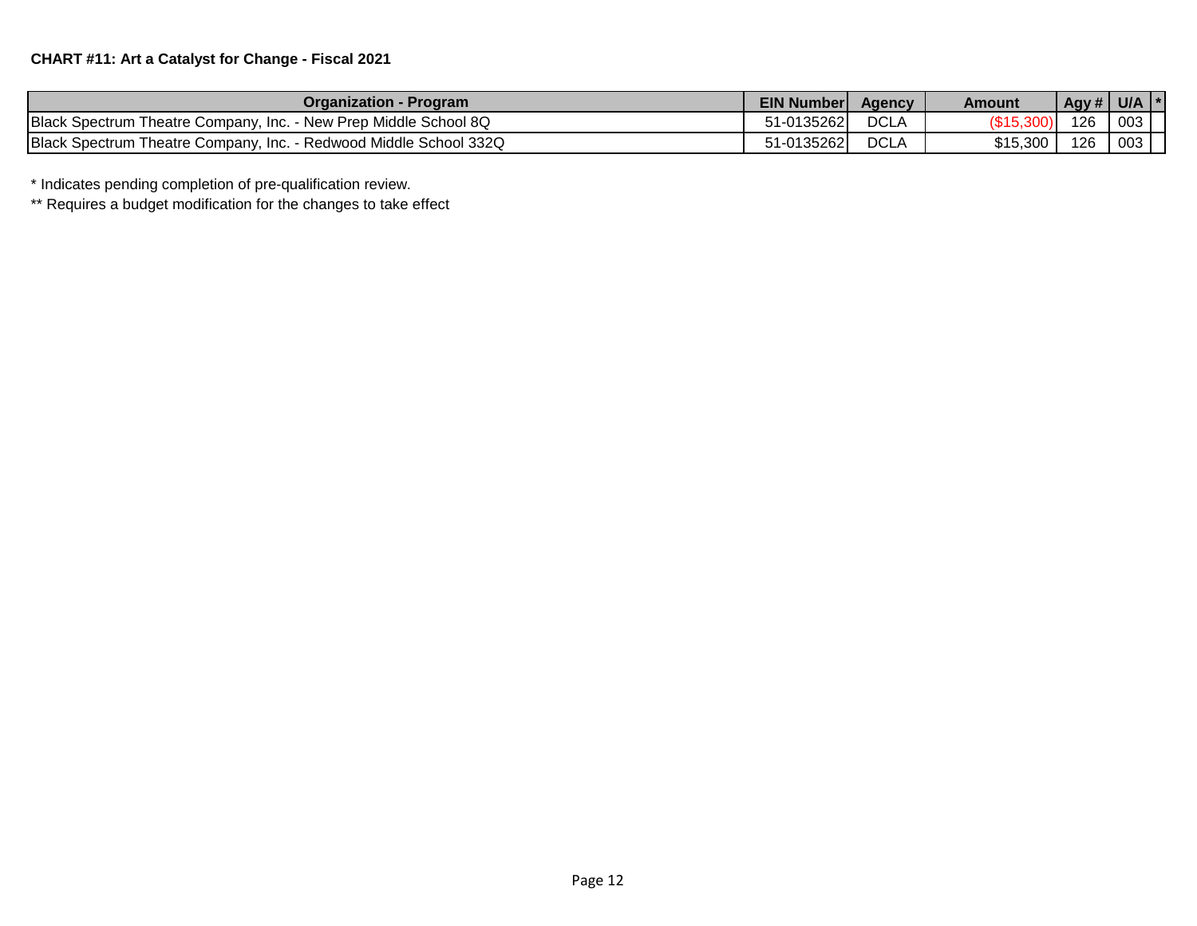**CHART #11: Art a Catalyst for Change - Fiscal 2021**

| Organization - Program | EIN Number | Agency | Amount | Agy # | U/A | * |
|---|---|---|---|---|---|---|
| Black Spectrum Theatre Company, Inc. - New Prep Middle School 8Q | 51-0135262 | DCLA | ($15,300) | 126 | 003 | |
| Black Spectrum Theatre Company, Inc. - Redwood Middle School 332Q | 51-0135262 | DCLA | $15,300 | 126 | 003 | |

* Indicates pending completion of pre-qualification review.

** Requires a budget modification for the changes to take effect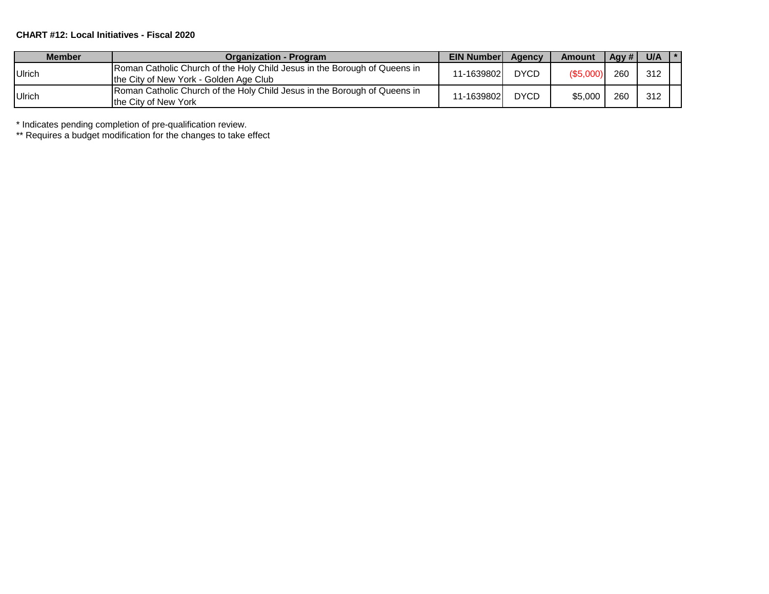**CHART #12: Local Initiatives - Fiscal 2020**

| Member | Organization - Program | EIN Number | Agency | Amount | Agy # | U/A | * |
|---|---|---|---|---|---|---|---|
| Ulrich | Roman Catholic Church of the Holy Child Jesus in the Borough of Queens in the City of New York - Golden Age Club | 11-1639802 | DYCD | ($5,000) | 260 | 312 | |
| Ulrich | Roman Catholic Church of the Holy Child Jesus in the Borough of Queens in the City of New York | 11-1639802 | DYCD | $5,000 | 260 | 312 | |

* Indicates pending completion of pre-qualification review.
** Requires a budget modification for the changes to take effect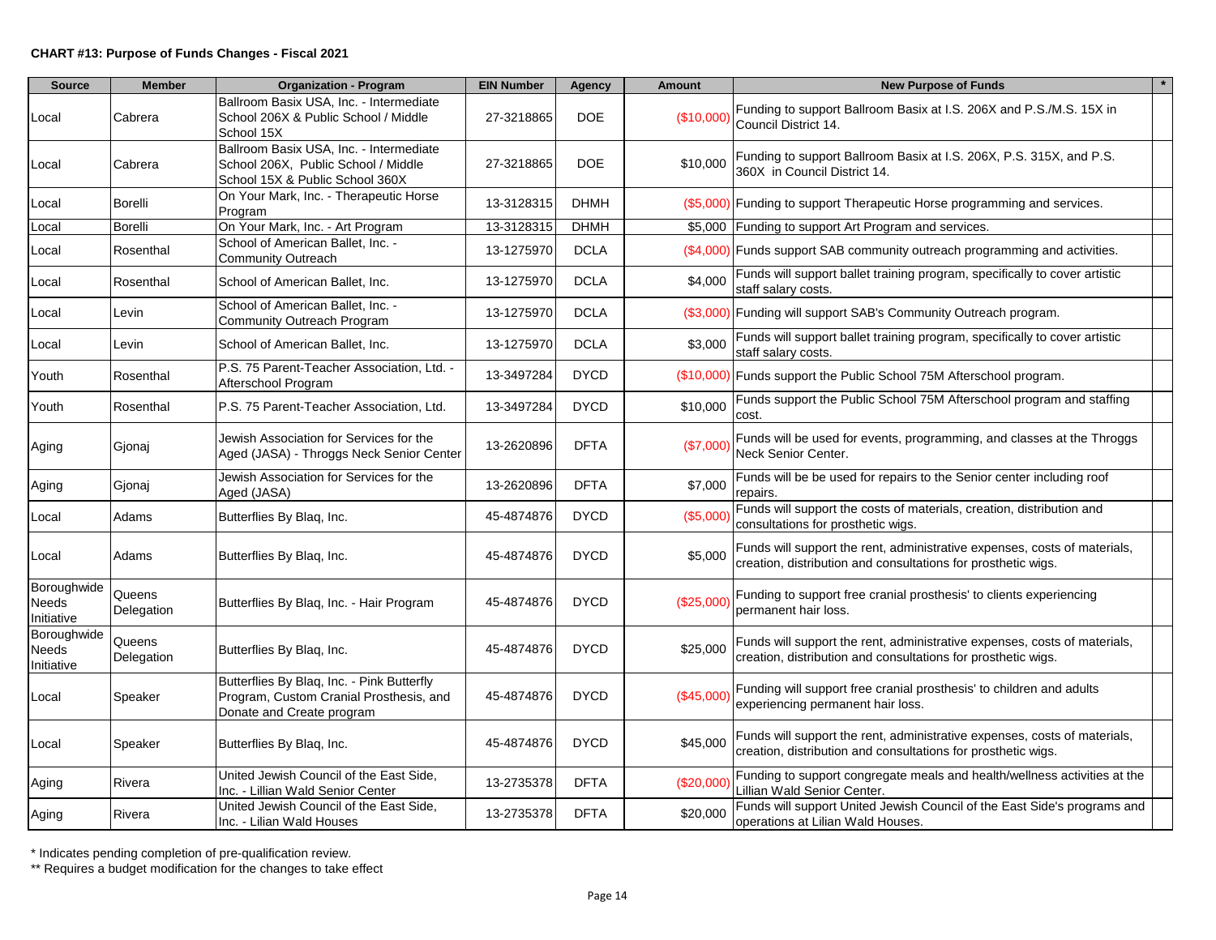**CHART #13: Purpose of Funds Changes - Fiscal 2021**

| Source | Member | Organization - Program | EIN Number | Agency | Amount | New Purpose of Funds | * |
|---|---|---|---|---|---|---|---|
| Local | Cabrera | Ballroom Basix USA, Inc. - Intermediate School 206X & Public School / Middle School 15X | 27-3218865 | DOE | ($10,000) | Funding to support Ballroom Basix at I.S. 206X and P.S./M.S. 15X in Council District 14. | |
| Local | Cabrera | Ballroom Basix USA, Inc. - Intermediate School 206X, Public School / Middle School 15X & Public School 360X | 27-3218865 | DOE | $10,000 | Funding to support Ballroom Basix at I.S. 206X, P.S. 315X, and P.S. 360X in Council District 14. | |
| Local | Borelli | On Your Mark, Inc. - Therapeutic Horse Program | 13-3128315 | DHMH | ($5,000) | Funding to support Therapeutic Horse programming and services. | |
| Local | Borelli | On Your Mark, Inc. - Art Program | 13-3128315 | DHMH | $5,000 | Funding to support Art Program and services. | |
| Local | Rosenthal | School of American Ballet, Inc. - Community Outreach | 13-1275970 | DCLA | ($4,000) | Funds support SAB community outreach programming and activities. | |
| Local | Rosenthal | School of American Ballet, Inc. | 13-1275970 | DCLA | $4,000 | Funds will support ballet training program, specifically to cover artistic staff salary costs. | |
| Local | Levin | School of American Ballet, Inc. - Community Outreach Program | 13-1275970 | DCLA | ($3,000) | Funding will support SAB's Community Outreach program. | |
| Local | Levin | School of American Ballet, Inc. | 13-1275970 | DCLA | $3,000 | Funds will support ballet training program, specifically to cover artistic staff salary costs. | |
| Youth | Rosenthal | P.S. 75 Parent-Teacher Association, Ltd. - Afterschool Program | 13-3497284 | DYCD | ($10,000) | Funds support the Public School 75M Afterschool program. | |
| Youth | Rosenthal | P.S. 75 Parent-Teacher Association, Ltd. | 13-3497284 | DYCD | $10,000 | Funds support the Public School 75M Afterschool program and staffing cost. | |
| Aging | Gjonaj | Jewish Association for Services for the Aged (JASA) - Throggs Neck Senior Center | 13-2620896 | DFTA | ($7,000) | Funds will be used for events, programming, and classes at the Throggs Neck Senior Center. | |
| Aging | Gjonaj | Jewish Association for Services for the Aged (JASA) | 13-2620896 | DFTA | $7,000 | Funds will be be used for repairs to the Senior center including roof repairs. | |
| Local | Adams | Butterflies By Blaq, Inc. | 45-4874876 | DYCD | ($5,000) | Funds will support the costs of materials, creation, distribution and consultations for prosthetic wigs. | |
| Local | Adams | Butterflies By Blaq, Inc. | 45-4874876 | DYCD | $5,000 | Funds will support the rent, administrative expenses, costs of materials, creation, distribution and consultations for prosthetic wigs. | |
| Boroughwide Needs Initiative | Queens Delegation | Butterflies By Blaq, Inc. - Hair Program | 45-4874876 | DYCD | ($25,000) | Funding to support free cranial prosthesis' to clients experiencing permanent hair loss. | |
| Boroughwide Needs Initiative | Queens Delegation | Butterflies By Blaq, Inc. | 45-4874876 | DYCD | $25,000 | Funds will support the rent, administrative expenses, costs of materials, creation, distribution and consultations for prosthetic wigs. | |
| Local | Speaker | Butterflies By Blaq, Inc. - Pink Butterfly Program, Custom Cranial Prosthesis, and Donate and Create program | 45-4874876 | DYCD | ($45,000) | Funding will support free cranial prosthesis' to children and adults experiencing permanent hair loss. | |
| Local | Speaker | Butterflies By Blaq, Inc. | 45-4874876 | DYCD | $45,000 | Funds will support the rent, administrative expenses, costs of materials, creation, distribution and consultations for prosthetic wigs. | |
| Aging | Rivera | United Jewish Council of the East Side, Inc. - Lillian Wald Senior Center | 13-2735378 | DFTA | ($20,000) | Funding to support congregate meals and health/wellness activities at the Lillian Wald Senior Center. | |
| Aging | Rivera | United Jewish Council of the East Side, Inc. - Lilian Wald Houses | 13-2735378 | DFTA | $20,000 | Funds will support United Jewish Council of the East Side's programs and operations at Lilian Wald Houses. | |

\* Indicates pending completion of pre-qualification review.

\*\* Requires a budget modification for the changes to take effect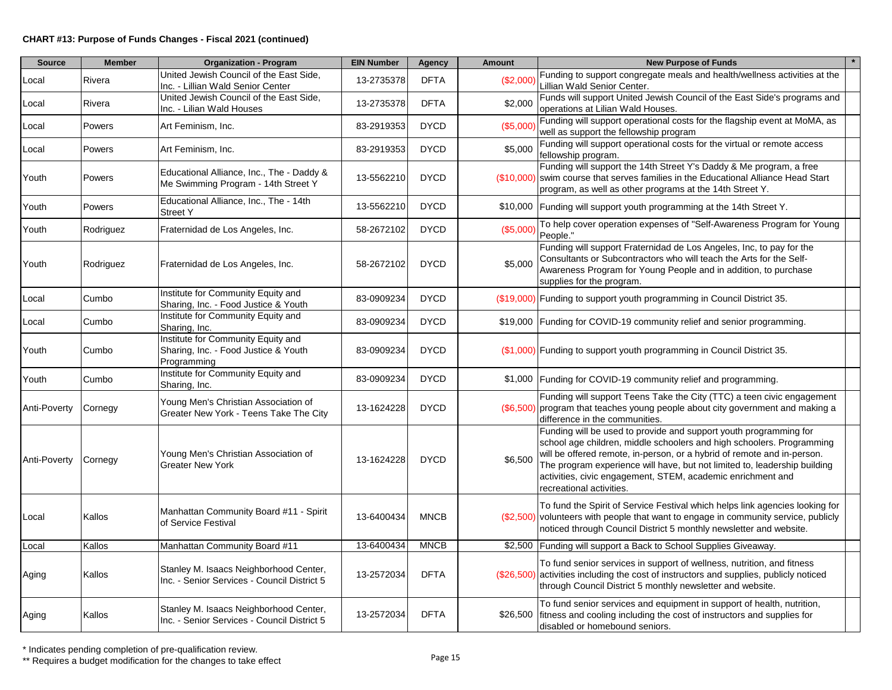**CHART #13: Purpose of Funds Changes - Fiscal 2021 (continued)**

| Source | Member | Organization - Program | EIN Number | Agency | Amount | New Purpose of Funds | * |
|---|---|---|---|---|---|---|---|
| Local | Rivera | United Jewish Council of the East Side, Inc. - Lillian Wald Senior Center | 13-2735378 | DFTA | ($2,000) | Funding to support congregate meals and health/wellness activities at the Lillian Wald Senior Center. | |
| Local | Rivera | United Jewish Council of the East Side, Inc. - Lilian Wald Houses | 13-2735378 | DFTA | $2,000 | Funds will support United Jewish Council of the East Side's programs and operations at Lilian Wald Houses. | |
| Local | Powers | Art Feminism, Inc. | 83-2919353 | DYCD | ($5,000) | Funding will support operational costs for the flagship event at MoMA, as well as support the fellowship program | |
| Local | Powers | Art Feminism, Inc. | 83-2919353 | DYCD | $5,000 | Funding will support operational costs for the virtual or remote access fellowship program. | |
| Youth | Powers | Educational Alliance, Inc., The - Daddy & Me Swimming Program - 14th Street Y | 13-5562210 | DYCD | ($10,000) | Funding will support the 14th Street Y's Daddy & Me program, a free swim course that serves families in the Educational Alliance Head Start program, as well as other programs at the 14th Street Y. | |
| Youth | Powers | Educational Alliance, Inc., The - 14th Street Y | 13-5562210 | DYCD | $10,000 | Funding will support youth programming at the 14th Street Y. | |
| Youth | Rodriguez | Fraternidad de Los Angeles, Inc. | 58-2672102 | DYCD | ($5,000) | To help cover operation expenses of "Self-Awareness Program for Young People." | |
| Youth | Rodriguez | Fraternidad de Los Angeles, Inc. | 58-2672102 | DYCD | $5,000 | Funding will support Fraternidad de Los Angeles, Inc, to pay for the Consultants or Subcontractors who will teach the Arts for the Self-Awareness Program for Young People and in addition, to purchase supplies for the program. | |
| Local | Cumbo | Institute for Community Equity and Sharing, Inc. - Food Justice & Youth | 83-0909234 | DYCD | ($19,000) | Funding to support youth programming in Council District 35. | |
| Local | Cumbo | Institute for Community Equity and Sharing, Inc. | 83-0909234 | DYCD | $19,000 | Funding for COVID-19 community relief and senior programming. | |
| Youth | Cumbo | Institute for Community Equity and Sharing, Inc. - Food Justice & Youth Programming | 83-0909234 | DYCD | ($1,000) | Funding to support youth programming in Council District 35. | |
| Youth | Cumbo | Institute for Community Equity and Sharing, Inc. | 83-0909234 | DYCD | $1,000 | Funding for COVID-19 community relief and programming. | |
| Anti-Poverty | Cornegy | Young Men's Christian Association of Greater New York - Teens Take The City | 13-1624228 | DYCD | ($6,500) | Funding will support Teens Take the City (TTC) a teen civic engagement program that teaches young people about city government and making a difference in the communities. | |
| Anti-Poverty | Cornegy | Young Men's Christian Association of Greater New York | 13-1624228 | DYCD | $6,500 | Funding will be used to provide and support youth programming for school age children, middle schoolers and high schoolers. Programming will be offered remote, in-person, or a hybrid of remote and in-person. The program experience will have, but not limited to, leadership building activities, civic engagement, STEM, academic enrichment and recreational activities. | |
| Local | Kallos | Manhattan Community Board #11 - Spirit of Service Festival | 13-6400434 | MNCB | ($2,500) | To fund the Spirit of Service Festival which helps link agencies looking for volunteers with people that want to engage in community service, publicly noticed through Council District 5 monthly newsletter and website. | |
| Local | Kallos | Manhattan Community Board #11 | 13-6400434 | MNCB | $2,500 | Funding will support a Back to School Supplies Giveaway. | |
| Aging | Kallos | Stanley M. Isaacs Neighborhood Center, Inc. - Senior Services - Council District 5 | 13-2572034 | DFTA | ($26,500) | To fund senior services in support of wellness, nutrition, and fitness activities including the cost of instructors and supplies, publicly noticed through Council District 5 monthly newsletter and website. | |
| Aging | Kallos | Stanley M. Isaacs Neighborhood Center, Inc. - Senior Services - Council District 5 | 13-2572034 | DFTA | $26,500 | To fund senior services and equipment in support of health, nutrition, fitness and cooling including the cost of instructors and supplies for disabled or homebound seniors. | |

\* Indicates pending completion of pre-qualification review.

\*\* Requires a budget modification for the changes to take effect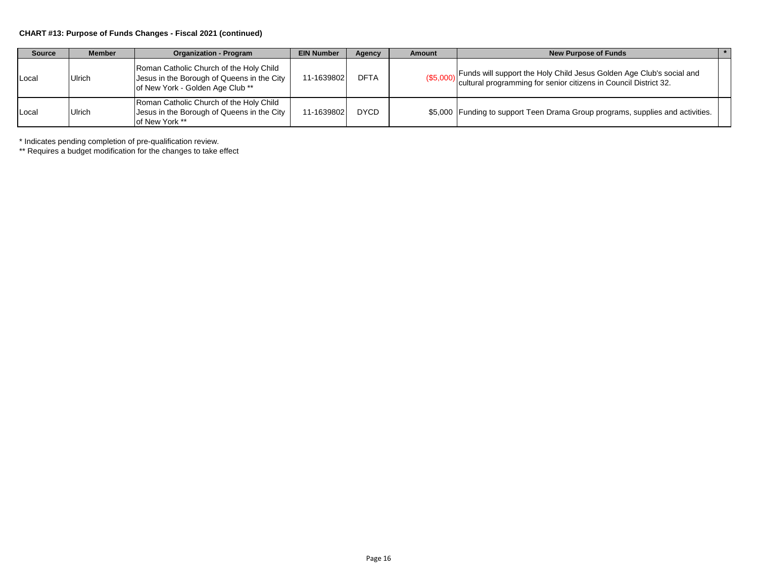**CHART #13: Purpose of Funds Changes - Fiscal 2021 (continued)**

| Source | Member | Organization - Program | EIN Number | Agency | Amount | New Purpose of Funds | * |
|---|---|---|---|---|---|---|---|
| Local | Ulrich | Roman Catholic Church of the Holy Child Jesus in the Borough of Queens in the City of New York - Golden Age Club ** | 11-1639802 | DFTA | ($5,000) | Funds will support the Holy Child Jesus Golden Age Club's social and cultural programming for senior citizens in Council District 32. | |
| Local | Ulrich | Roman Catholic Church of the Holy Child Jesus in the Borough of Queens in the City of New York ** | 11-1639802 | DYCD | $5,000 | Funding to support Teen Drama Group programs, supplies and activities. | |

* Indicates pending completion of pre-qualification review.

** Requires a budget modification for the changes to take effect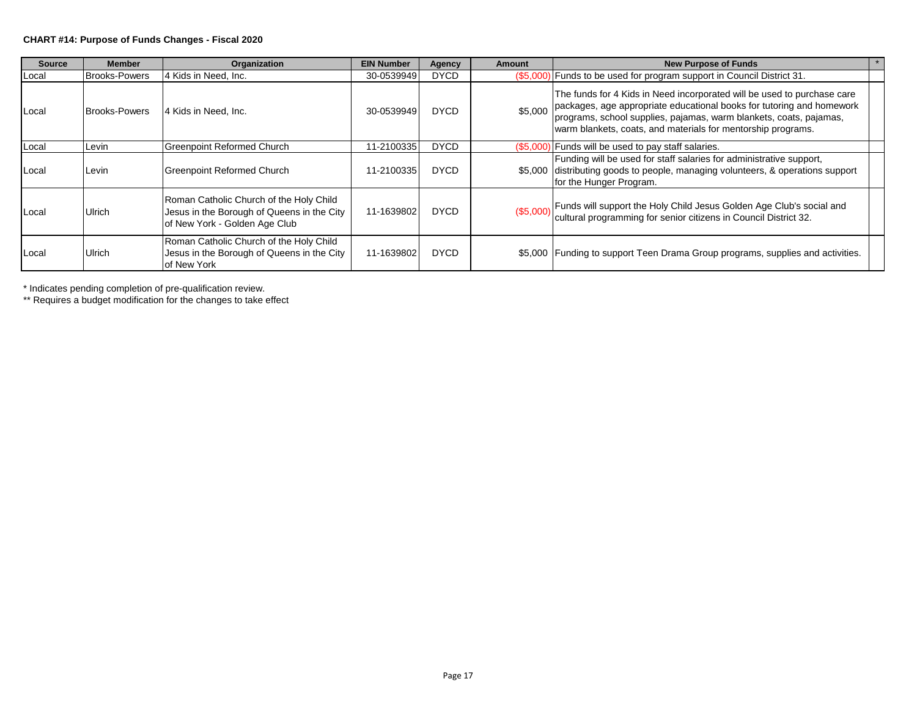**CHART #14: Purpose of Funds Changes - Fiscal 2020**

| Source | Member | Organization | EIN Number | Agency | Amount | New Purpose of Funds | * |
|---|---|---|---|---|---|---|---|
| Local | Brooks-Powers | 4 Kids in Need, Inc. | 30-0539949 | DYCD | ($5,000) | Funds to be used for program support in Council District 31. | |
| Local | Brooks-Powers | 4 Kids in Need, Inc. | 30-0539949 | DYCD | $5,000 | The funds for 4 Kids in Need incorporated will be used to purchase care packages, age appropriate educational books for tutoring and homework programs, school supplies, pajamas, warm blankets, coats, pajamas, warm blankets, coats, and materials for mentorship programs. | |
| Local | Levin | Greenpoint Reformed Church | 11-2100335 | DYCD | ($5,000) | Funds will be used to pay staff salaries. | |
| Local | Levin | Greenpoint Reformed Church | 11-2100335 | DYCD | $5,000 | Funding will be used for staff salaries for administrative support, distributing goods to people, managing volunteers, & operations support for the Hunger Program. | |
| Local | Ulrich | Roman Catholic Church of the Holy Child Jesus in the Borough of Queens in the City of New York - Golden Age Club | 11-1639802 | DYCD | ($5,000) | Funds will support the Holy Child Jesus Golden Age Club's social and cultural programming for senior citizens in Council District 32. | |
| Local | Ulrich | Roman Catholic Church of the Holy Child Jesus in the Borough of Queens in the City of New York | 11-1639802 | DYCD | $5,000 | Funding to support Teen Drama Group programs, supplies and activities. | |

* Indicates pending completion of pre-qualification review.

** Requires a budget modification for the changes to take effect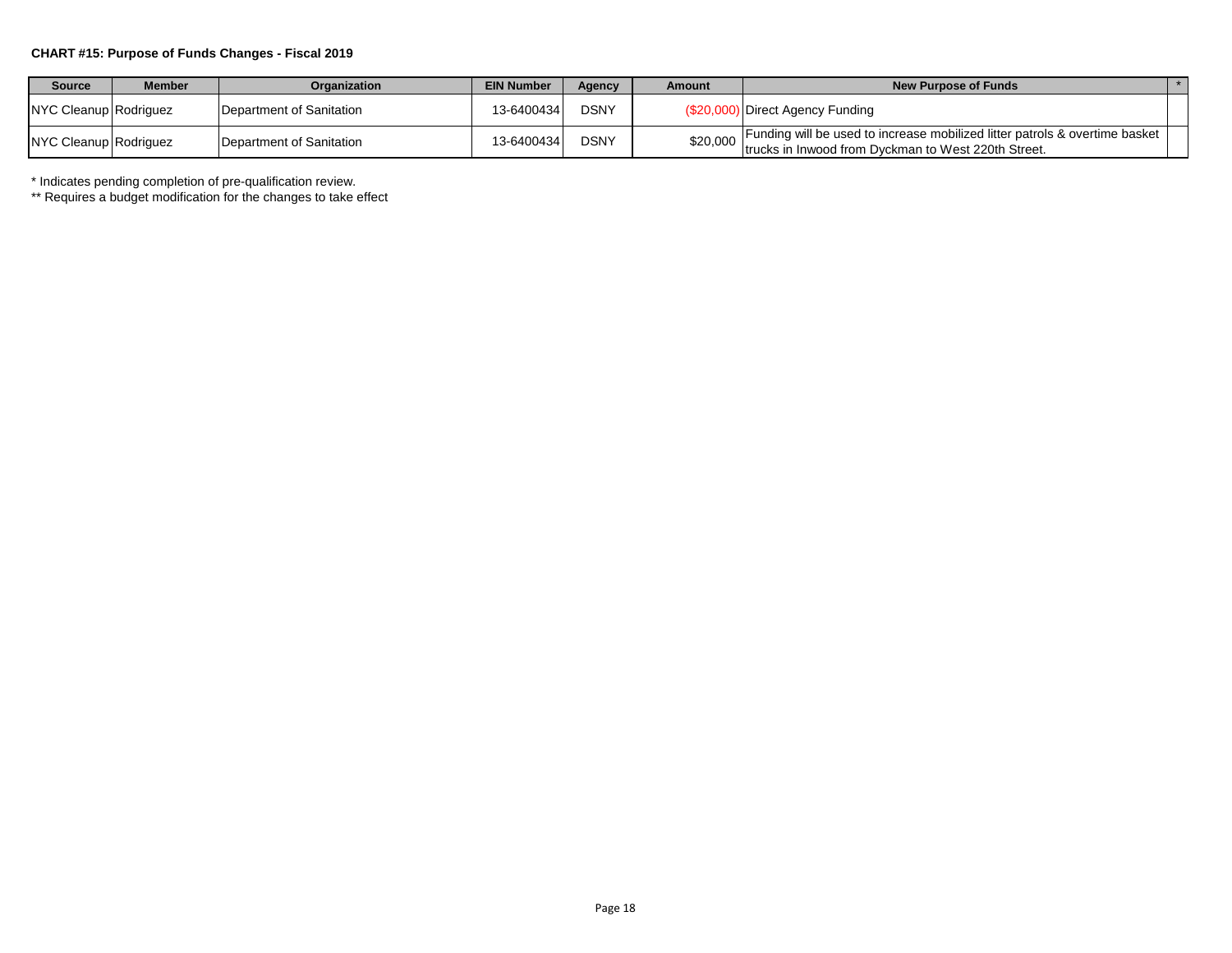**CHART #15: Purpose of Funds Changes - Fiscal 2019**

| Source | Member | Organization | EIN Number | Agency | Amount | New Purpose of Funds | * |
|---|---|---|---|---|---|---|---|
| NYC Cleanup | Rodriguez | Department of Sanitation | 13-6400434 | DSNY | ($20,000) | Direct Agency Funding | |
| NYC Cleanup | Rodriguez | Department of Sanitation | 13-6400434 | DSNY | $20,000 | Funding will be used to increase mobilized litter patrols & overtime basket trucks in Inwood from Dyckman to West 220th Street. | |

* Indicates pending completion of pre-qualification review.

** Requires a budget modification for the changes to take effect